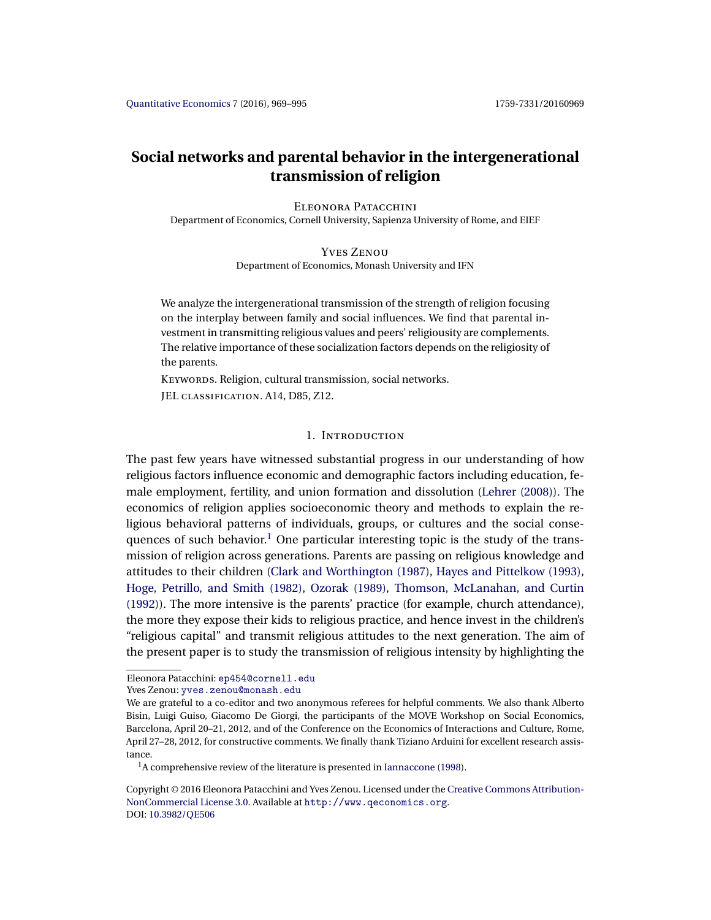# Social networks and parental behavior in the intergenerational transmission of religion

Eleonora Patacchini
Department of Economics, Cornell University, Sapienza University of Rome, and EIEF

Yves Zenou
Department of Economics, Monash University and IFN

We analyze the intergenerational transmission of the strength of religion focusing on the interplay between family and social influences. We find that parental investment in transmitting religious values and peers' religiousity are complements. The relative importance of these socialization factors depends on the religiosity of the parents.

Keywords. Religion, cultural transmission, social networks.

JEL classification. A14, D85, Z12.

## 1. Introduction

The past few years have witnessed substantial progress in our understanding of how religious factors influence economic and demographic factors including education, female employment, fertility, and union formation and dissolution (Lehrer (2008)). The economics of religion applies socioeconomic theory and methods to explain the religious behavioral patterns of individuals, groups, or cultures and the social consequences of such behavior.[1] One particular interesting topic is the study of the transmission of religion across generations. Parents are passing on religious knowledge and attitudes to their children (Clark and Worthington (1987), Hayes and Pittelkow (1993), Hoge, Petrillo, and Smith (1982), Ozorak (1989), Thomson, McLanahan, and Curtin (1992)). The more intensive is the parents' practice (for example, church attendance), the more they expose their kids to religious practice, and hence invest in the children's "religious capital" and transmit religious attitudes to the next generation. The aim of the present paper is to study the transmission of religious intensity by highlighting the

---

Eleonora Patacchini: ep454@cornell.edu
Yves Zenou: yves.zenou@monash.edu

We are grateful to a co-editor and two anonymous referees for helpful comments. We also thank Alberto Bisin, Luigi Guiso, Giacomo De Giorgi, the participants of the MOVE Workshop on Social Economics, Barcelona, April 20–21, 2012, and of the Conference on the Economics of Interactions and Culture, Rome, April 27–28, 2012, for constructive comments. We finally thank Tiziano Arduini for excellent research assistance.

[1] A comprehensive review of the literature is presented in Iannaccone (1998).

Copyright © 2016 Eleonora Patacchini and Yves Zenou. Licensed under the Creative Commons Attribution-NonCommercial License 3.0. Available at http://www.qeconomics.org.
DOI: 10.3982/QE506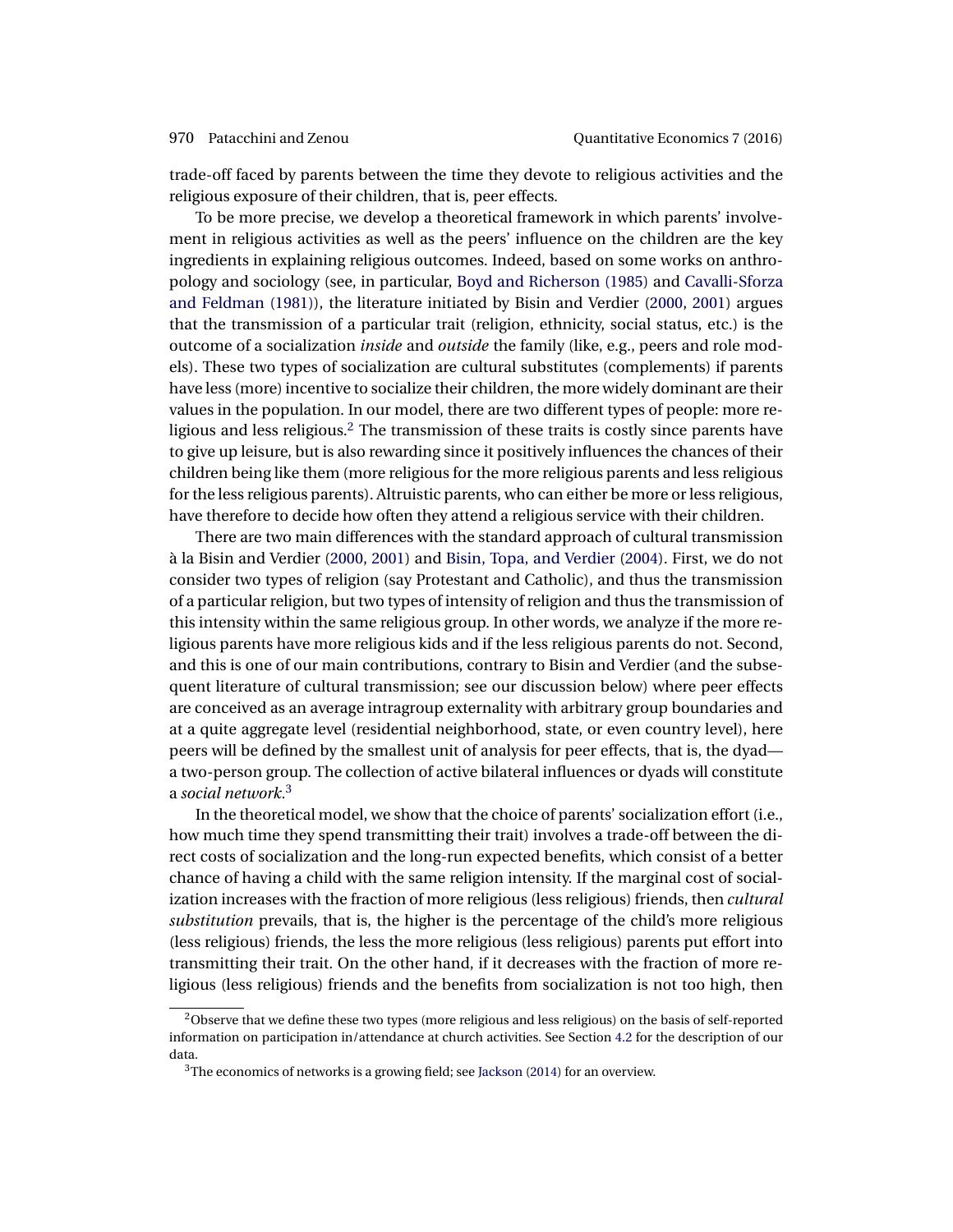trade-off faced by parents between the time they devote to religious activities and the religious exposure of their children, that is, peer effects.

To be more precise, we develop a theoretical framework in which parents' involvement in religious activities as well as the peers' influence on the children are the key ingredients in explaining religious outcomes. Indeed, based on some works on anthropology and sociology (see, in particular, Boyd and Richerson (1985) and Cavalli-Sforza and Feldman (1981)), the literature initiated by Bisin and Verdier (2000, 2001) argues that the transmission of a particular trait (religion, ethnicity, social status, etc.) is the outcome of a socialization *inside* and *outside* the family (like, e.g., peers and role models). These two types of socialization are cultural substitutes (complements) if parents have less (more) incentive to socialize their children, the more widely dominant are their values in the population. In our model, there are two different types of people: more religious and less religious.[2] The transmission of these traits is costly since parents have to give up leisure, but is also rewarding since it positively influences the chances of their children being like them (more religious for the more religious parents and less religious for the less religious parents). Altruistic parents, who can either be more or less religious, have therefore to decide how often they attend a religious service with their children.

There are two main differences with the standard approach of cultural transmission à la Bisin and Verdier (2000, 2001) and Bisin, Topa, and Verdier (2004). First, we do not consider two types of religion (say Protestant and Catholic), and thus the transmission of a particular religion, but two types of intensity of religion and thus the transmission of this intensity within the same religious group. In other words, we analyze if the more religious parents have more religious kids and if the less religious parents do not. Second, and this is one of our main contributions, contrary to Bisin and Verdier (and the subsequent literature of cultural transmission; see our discussion below) where peer effects are conceived as an average intragroup externality with arbitrary group boundaries and at a quite aggregate level (residential neighborhood, state, or even country level), here peers will be defined by the smallest unit of analysis for peer effects, that is, the dyad—a two-person group. The collection of active bilateral influences or dyads will constitute a *social network*.[3]

In the theoretical model, we show that the choice of parents' socialization effort (i.e., how much time they spend transmitting their trait) involves a trade-off between the direct costs of socialization and the long-run expected benefits, which consist of a better chance of having a child with the same religion intensity. If the marginal cost of socialization increases with the fraction of more religious (less religious) friends, then *cultural substitution* prevails, that is, the higher is the percentage of the child's more religious (less religious) friends, the less the more religious (less religious) parents put effort into transmitting their trait. On the other hand, if it decreases with the fraction of more religious (less religious) friends and the benefits from socialization is not too high, then

[2] Observe that we define these two types (more religious and less religious) on the basis of self-reported information on participation in/attendance at church activities. See Section 4.2 for the description of our data.

[3] The economics of networks is a growing field; see Jackson (2014) for an overview.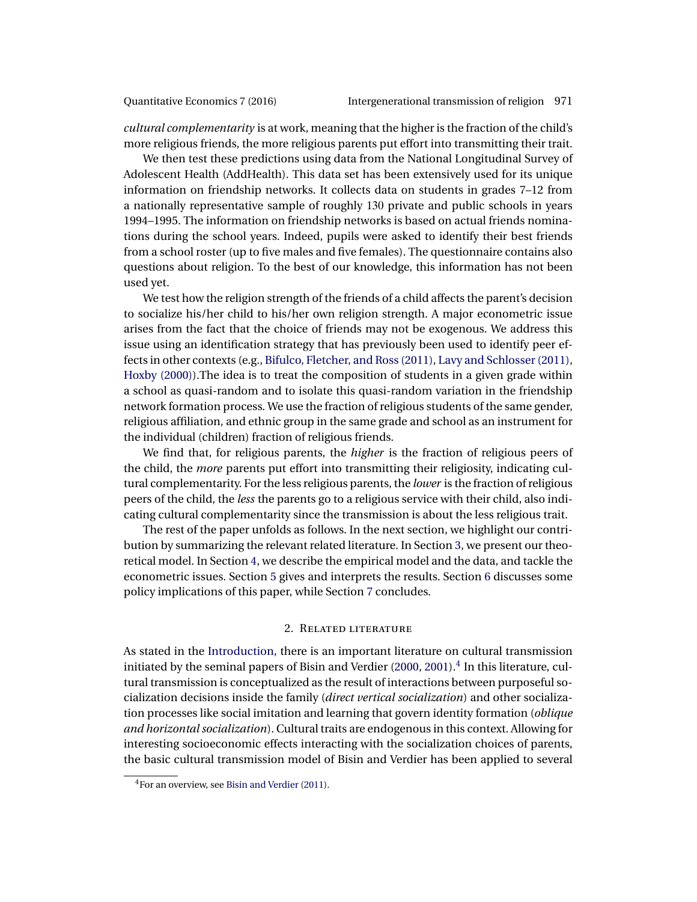*cultural complementarity* is at work, meaning that the higher is the fraction of the child's more religious friends, the more religious parents put effort into transmitting their trait.

We then test these predictions using data from the National Longitudinal Survey of Adolescent Health (AddHealth). This data set has been extensively used for its unique information on friendship networks. It collects data on students in grades 7–12 from a nationally representative sample of roughly 130 private and public schools in years 1994–1995. The information on friendship networks is based on actual friends nominations during the school years. Indeed, pupils were asked to identify their best friends from a school roster (up to five males and five females). The questionnaire contains also questions about religion. To the best of our knowledge, this information has not been used yet.

We test how the religion strength of the friends of a child affects the parent's decision to socialize his/her child to his/her own religion strength. A major econometric issue arises from the fact that the choice of friends may not be exogenous. We address this issue using an identification strategy that has previously been used to identify peer effects in other contexts (e.g., Bifulco, Fletcher, and Ross (2011), Lavy and Schlosser (2011), Hoxby (2000)).The idea is to treat the composition of students in a given grade within a school as quasi-random and to isolate this quasi-random variation in the friendship network formation process. We use the fraction of religious students of the same gender, religious affiliation, and ethnic group in the same grade and school as an instrument for the individual (children) fraction of religious friends.

We find that, for religious parents, the *higher* is the fraction of religious peers of the child, the *more* parents put effort into transmitting their religiosity, indicating cultural complementarity. For the less religious parents, the *lower* is the fraction of religious peers of the child, the *less* the parents go to a religious service with their child, also indicating cultural complementarity since the transmission is about the less religious trait.

The rest of the paper unfolds as follows. In the next section, we highlight our contribution by summarizing the relevant related literature. In Section 3, we present our theoretical model. In Section 4, we describe the empirical model and the data, and tackle the econometric issues. Section 5 gives and interprets the results. Section 6 discusses some policy implications of this paper, while Section 7 concludes.

## 2. Related literature

As stated in the Introduction, there is an important literature on cultural transmission initiated by the seminal papers of Bisin and Verdier (2000, 2001).[4] In this literature, cultural transmission is conceptualized as the result of interactions between purposeful socialization decisions inside the family (*direct vertical socialization*) and other socialization processes like social imitation and learning that govern identity formation (*oblique and horizontal socialization*). Cultural traits are endogenous in this context. Allowing for interesting socioeconomic effects interacting with the socialization choices of parents, the basic cultural transmission model of Bisin and Verdier has been applied to several

[4] For an overview, see Bisin and Verdier (2011).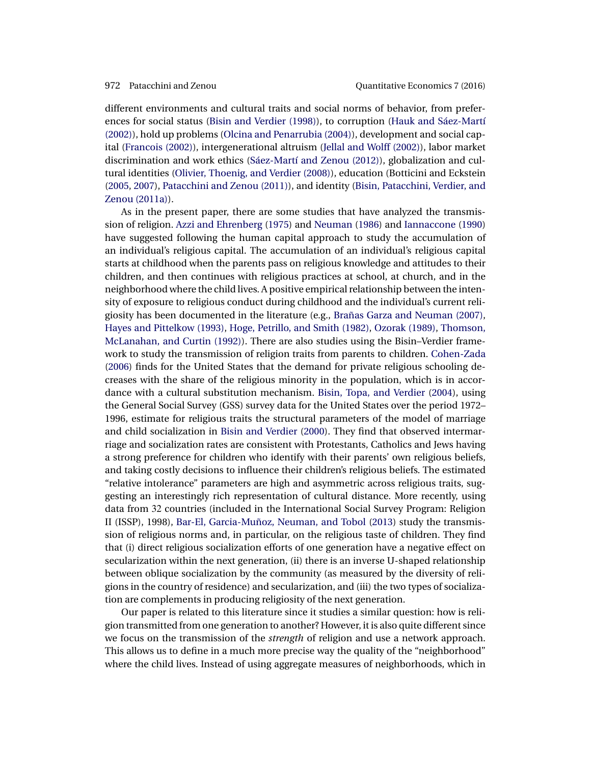different environments and cultural traits and social norms of behavior, from preferences for social status (Bisin and Verdier (1998)), to corruption (Hauk and Sáez-Martí (2002)), hold up problems (Olcina and Penarrubia (2004)), development and social capital (Francois (2002)), intergenerational altruism (Jellal and Wolff (2002)), labor market discrimination and work ethics (Sáez-Martí and Zenou (2012)), globalization and cultural identities (Olivier, Thoenig, and Verdier (2008)), education (Botticini and Eckstein (2005, 2007), Patacchini and Zenou (2011)), and identity (Bisin, Patacchini, Verdier, and Zenou (2011a)).

As in the present paper, there are some studies that have analyzed the transmission of religion. Azzi and Ehrenberg (1975) and Neuman (1986) and Iannaccone (1990) have suggested following the human capital approach to study the accumulation of an individual's religious capital. The accumulation of an individual's religious capital starts at childhood when the parents pass on religious knowledge and attitudes to their children, and then continues with religious practices at school, at church, and in the neighborhood where the child lives. A positive empirical relationship between the intensity of exposure to religious conduct during childhood and the individual's current religiosity has been documented in the literature (e.g., Brañas Garza and Neuman (2007), Hayes and Pittelkow (1993), Hoge, Petrillo, and Smith (1982), Ozorak (1989), Thomson, McLanahan, and Curtin (1992)). There are also studies using the Bisin–Verdier framework to study the transmission of religion traits from parents to children. Cohen-Zada (2006) finds for the United States that the demand for private religious schooling decreases with the share of the religious minority in the population, which is in accordance with a cultural substitution mechanism. Bisin, Topa, and Verdier (2004), using the General Social Survey (GSS) survey data for the United States over the period 1972–1996, estimate for religious traits the structural parameters of the model of marriage and child socialization in Bisin and Verdier (2000). They find that observed intermarriage and socialization rates are consistent with Protestants, Catholics and Jews having a strong preference for children who identify with their parents' own religious beliefs, and taking costly decisions to influence their children's religious beliefs. The estimated "relative intolerance" parameters are high and asymmetric across religious traits, suggesting an interestingly rich representation of cultural distance. More recently, using data from 32 countries (included in the International Social Survey Program: Religion II (ISSP), 1998), Bar-El, Garcia-Muñoz, Neuman, and Tobol (2013) study the transmission of religious norms and, in particular, on the religious taste of children. They find that (i) direct religious socialization efforts of one generation have a negative effect on secularization within the next generation, (ii) there is an inverse U-shaped relationship between oblique socialization by the community (as measured by the diversity of religions in the country of residence) and secularization, and (iii) the two types of socialization are complements in producing religiosity of the next generation.

Our paper is related to this literature since it studies a similar question: how is religion transmitted from one generation to another? However, it is also quite different since we focus on the transmission of the *strength* of religion and use a network approach. This allows us to define in a much more precise way the quality of the "neighborhood" where the child lives. Instead of using aggregate measures of neighborhoods, which in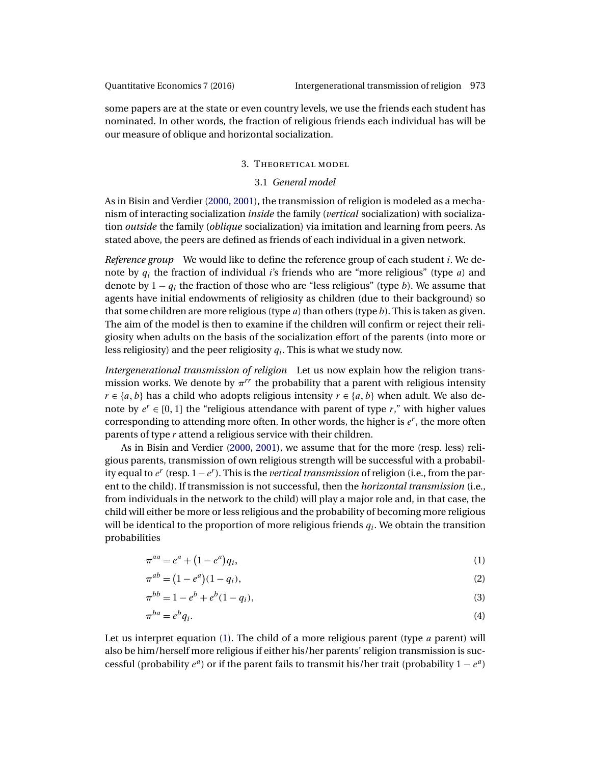some papers are at the state or even country levels, we use the friends each student has nominated. In other words, the fraction of religious friends each individual has will be our measure of oblique and horizontal socialization.

## 3. Theoretical model

### 3.1 *General model*

As in Bisin and Verdier (2000, 2001), the transmission of religion is modeled as a mechanism of interacting socialization *inside* the family (*vertical* socialization) with socialization *outside* the family (*oblique* socialization) via imitation and learning from peers. As stated above, the peers are defined as friends of each individual in a given network.

*Reference group* We would like to define the reference group of each student $i$. We denote by $q_i$ the fraction of individual $i$'s friends who are "more religious" (type $a$) and denote by $1 - q_i$ the fraction of those who are "less religious" (type $b$). We assume that agents have initial endowments of religiosity as children (due to their background) so that some children are more religious (type $a$) than others (type $b$). This is taken as given. The aim of the model is then to examine if the children will confirm or reject their religiosity when adults on the basis of the socialization effort of the parents (into more or less religiosity) and the peer religiosity $q_i$. This is what we study now.

*Intergenerational transmission of religion* Let us now explain how the religion transmission works. We denote by $\pi^{rr}$ the probability that a parent with religious intensity $r \in \{a, b\}$ has a child who adopts religious intensity $r \in \{a, b\}$ when adult. We also denote by $e^r \in [0, 1]$ the "religious attendance with parent of type $r$," with higher values corresponding to attending more often. In other words, the higher is $e^r$, the more often parents of type $r$ attend a religious service with their children.

As in Bisin and Verdier (2000, 2001), we assume that for the more (resp. less) religious parents, transmission of own religious strength will be successful with a probability equal to $e^r$ (resp. $1 - e^r$). This is the *vertical transmission* of religion (i.e., from the parent to the child). If transmission is not successful, then the *horizontal transmission* (i.e., from individuals in the network to the child) will play a major role and, in that case, the child will either be more or less religious and the probability of becoming more religious will be identical to the proportion of more religious friends $q_i$. We obtain the transition probabilities

$$\pi^{aa} = e^a + (1 - e^a)q_i, \tag{1}$$

$$\pi^{ab} = (1 - e^a)(1 - q_i), \tag{2}$$

$$\pi^{bb} = 1 - e^b + e^b(1 - q_i), \tag{3}$$

$$\pi^{ba} = e^b q_i. \tag{4}$$

Let us interpret equation (1). The child of a more religious parent (type $a$ parent) will also be him/herself more religious if either his/her parents' religion transmission is successful (probability $e^a$) or if the parent fails to transmit his/her trait (probability $1 - e^a$)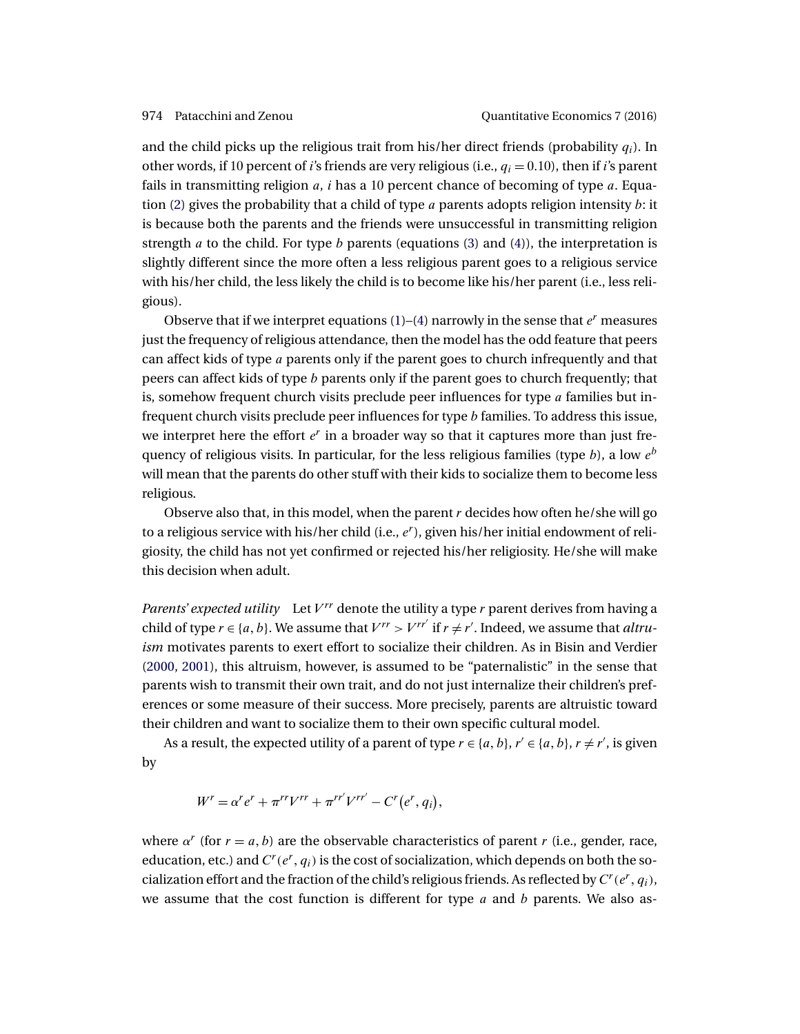and the child picks up the religious trait from his/her direct friends (probability $q_i$). In other words, if 10 percent of $i$'s friends are very religious (i.e., $q_i = 0.10$), then if $i$'s parent fails in transmitting religion $a$, $i$ has a 10 percent chance of becoming of type $a$. Equation (2) gives the probability that a child of type $a$ parents adopts religion intensity $b$: it is because both the parents and the friends were unsuccessful in transmitting religion strength $a$ to the child. For type $b$ parents (equations (3) and (4)), the interpretation is slightly different since the more often a less religious parent goes to a religious service with his/her child, the less likely the child is to become like his/her parent (i.e., less religious).

Observe that if we interpret equations (1)–(4) narrowly in the sense that $e^r$ measures just the frequency of religious attendance, then the model has the odd feature that peers can affect kids of type $a$ parents only if the parent goes to church infrequently and that peers can affect kids of type $b$ parents only if the parent goes to church frequently; that is, somehow frequent church visits preclude peer influences for type $a$ families but infrequent church visits preclude peer influences for type $b$ families. To address this issue, we interpret here the effort $e^r$ in a broader way so that it captures more than just frequency of religious visits. In particular, for the less religious families (type $b$), a low $e^b$ will mean that the parents do other stuff with their kids to socialize them to become less religious.

Observe also that, in this model, when the parent $r$ decides how often he/she will go to a religious service with his/her child (i.e., $e^r$), given his/her initial endowment of religiosity, the child has not yet confirmed or rejected his/her religiosity. He/she will make this decision when adult.

*Parents' expected utility* Let $V^{rr}$ denote the utility a type $r$ parent derives from having a child of type $r \in \{a, b\}$. We assume that $V^{rr} > V^{rr'}$ if $r \neq r'$. Indeed, we assume that *altruism* motivates parents to exert effort to socialize their children. As in Bisin and Verdier (2000, 2001), this altruism, however, is assumed to be "paternalistic" in the sense that parents wish to transmit their own trait, and do not just internalize their children's preferences or some measure of their success. More precisely, parents are altruistic toward their children and want to socialize them to their own specific cultural model.

As a result, the expected utility of a parent of type $r \in \{a, b\}$, $r' \in \{a, b\}$, $r \neq r'$, is given by

$$W^r = \alpha^r e^r + \pi^{rr} V^{rr} + \pi^{rr'} V^{rr'} - C^r(e^r, q_i),$$

where $\alpha^r$ (for $r = a, b$) are the observable characteristics of parent $r$ (i.e., gender, race, education, etc.) and $C^r(e^r, q_i)$ is the cost of socialization, which depends on both the socialization effort and the fraction of the child's religious friends. As reflected by $C^r(e^r, q_i)$, we assume that the cost function is different for type $a$ and $b$ parents. We also as-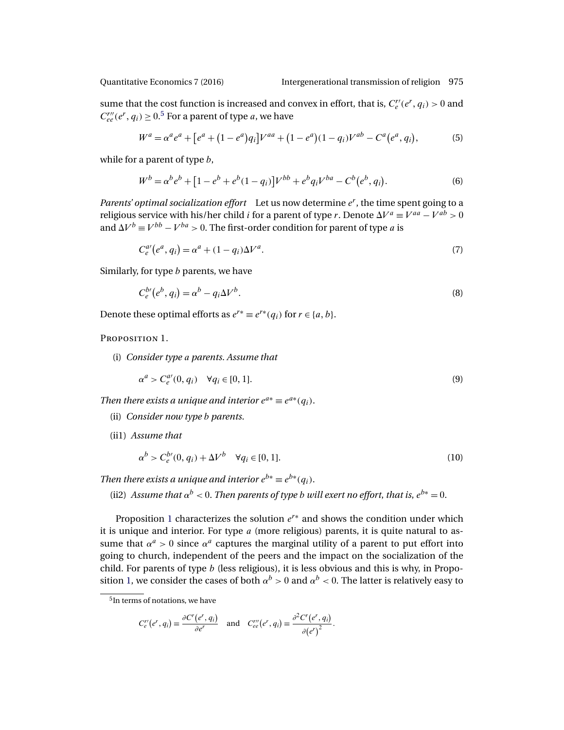sume that the cost function is increased and convex in effort, that is, $C_e^{r\prime}(e^r, q_i) > 0$ and $C_{ee}^{r\prime\prime}(e^r, q_i) \geq 0$.[5] For a parent of type $a$, we have

$$W^a = \alpha^a e^a + \left[e^a + \left(1 - e^a\right)q_i\right]V^{aa} + \left(1 - e^a\right)(1 - q_i)V^{ab} - C^a\left(e^a, q_i\right), \tag{5}$$

while for a parent of type $b$,

$$W^b = \alpha^b e^b + \left[1 - e^b + e^b(1 - q_i)\right]V^{bb} + e^b q_i V^{ba} - C^b\left(e^b, q_i\right). \tag{6}$$

*Parents' optimal socialization effort* Let us now determine $e^r$, the time spent going to a religious service with his/her child $i$ for a parent of type $r$. Denote $\Delta V^a \equiv V^{aa} - V^{ab} > 0$ and $\Delta V^b \equiv V^{bb} - V^{ba} > 0$. The first-order condition for parent of type $a$ is

$$C_e^{a\prime}\left(e^a, q_i\right) = \alpha^a + (1 - q_i)\Delta V^a. \tag{7}$$

Similarly, for type $b$ parents, we have

$$C_e^{b\prime}\left(e^b, q_i\right) = \alpha^b - q_i \Delta V^b. \tag{8}$$

Denote these optimal efforts as $e^{r*} \equiv e^{r*}(q_i)$ for $r \in \{a, b\}$.

Proposition 1.

(i) *Consider type $a$ parents. Assume that*

$$\alpha^a > C_e^{a\prime}(0, q_i) \quad \forall q_i \in [0, 1]. \tag{9}$$

*Then there exists a unique and interior $e^{a*} \equiv e^{a*}(q_i)$.*

(ii) *Consider now type $b$ parents.*

(ii1) *Assume that*

$$\alpha^b > C_e^{b\prime}(0, q_i) + \Delta V^b \quad \forall q_i \in [0, 1]. \tag{10}$$

*Then there exists a unique and interior $e^{b*} \equiv e^{b*}(q_i)$.*

(ii2) *Assume that $\alpha^b < 0$. Then parents of type $b$ will exert no effort, that is, $e^{b*} = 0$.*

Proposition 1 characterizes the solution $e^{r*}$ and shows the condition under which it is unique and interior. For type $a$ (more religious) parents, it is quite natural to assume that $\alpha^a > 0$ since $\alpha^a$ captures the marginal utility of a parent to put effort into going to church, independent of the peers and the impact on the socialization of the child. For parents of type $b$ (less religious), it is less obvious and this is why, in Proposition 1, we consider the cases of both $\alpha^b > 0$ and $\alpha^b < 0$. The latter is relatively easy to

[5] In terms of notations, we have

$$C_e^{r\prime}\left(e^r, q_i\right) \equiv \frac{\partial C^r\left(e^r, q_i\right)}{\partial e^r} \quad \text{and} \quad C_{ee}^{r\prime\prime}\left(e^r, q_i\right) \equiv \frac{\partial^2 C^r\left(e^r, q_i\right)}{\partial \left(e^r\right)^2}.$$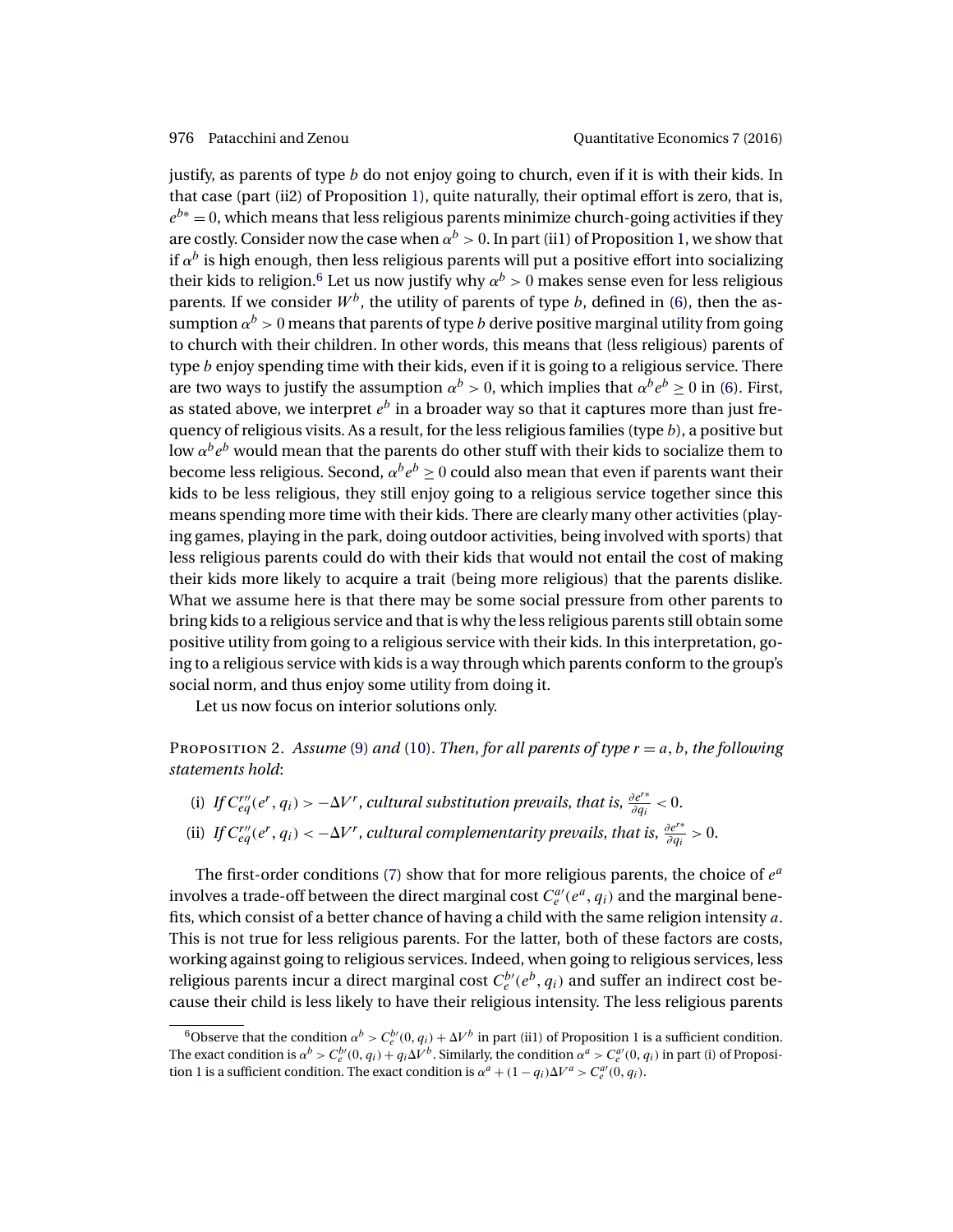justify, as parents of type $b$ do not enjoy going to church, even if it is with their kids. In that case (part (ii2) of Proposition 1), quite naturally, their optimal effort is zero, that is, $e^{b*} = 0$, which means that less religious parents minimize church-going activities if they are costly. Consider now the case when $\alpha^b > 0$. In part (ii1) of Proposition 1, we show that if $\alpha^b$ is high enough, then less religious parents will put a positive effort into socializing their kids to religion.[6] Let us now justify why $\alpha^b > 0$ makes sense even for less religious parents. If we consider $W^b$, the utility of parents of type $b$, defined in (6), then the assumption $\alpha^b > 0$ means that parents of type $b$ derive positive marginal utility from going to church with their children. In other words, this means that (less religious) parents of type $b$ enjoy spending time with their kids, even if it is going to a religious service. There are two ways to justify the assumption $\alpha^b > 0$, which implies that $\alpha^b e^b \geq 0$ in (6). First, as stated above, we interpret $e^b$ in a broader way so that it captures more than just frequency of religious visits. As a result, for the less religious families (type $b$), a positive but low $\alpha^b e^b$ would mean that the parents do other stuff with their kids to socialize them to become less religious. Second, $\alpha^b e^b \geq 0$ could also mean that even if parents want their kids to be less religious, they still enjoy going to a religious service together since this means spending more time with their kids. There are clearly many other activities (playing games, playing in the park, doing outdoor activities, being involved with sports) that less religious parents could do with their kids that would not entail the cost of making their kids more likely to acquire a trait (being more religious) that the parents dislike. What we assume here is that there may be some social pressure from other parents to bring kids to a religious service and that is why the less religious parents still obtain some positive utility from going to a religious service with their kids. In this interpretation, going to a religious service with kids is a way through which parents conform to the group's social norm, and thus enjoy some utility from doing it.

Let us now focus on interior solutions only.

Proposition 2. *Assume* (9) *and* (10). *Then, for all parents of type* $r = a, b$, *the following statements hold*:

(i) *If* $C_{eq}^{r\prime\prime}(e^r, q_i) > -\Delta V^r$, *cultural substitution prevails, that is*, $\frac{\partial e^{r*}}{\partial q_i} < 0$.

(ii) *If* $C_{eq}^{r\prime\prime}(e^r, q_i) < -\Delta V^r$, *cultural complementarity prevails, that is*, $\frac{\partial e^{r*}}{\partial q_i} > 0$.

The first-order conditions (7) show that for more religious parents, the choice of $e^a$ involves a trade-off between the direct marginal cost $C_e^{a\prime}(e^a, q_i)$ and the marginal benefits, which consist of a better chance of having a child with the same religion intensity $a$. This is not true for less religious parents. For the latter, both of these factors are costs, working against going to religious services. Indeed, when going to religious services, less religious parents incur a direct marginal cost $C_e^{b\prime}(e^b, q_i)$ and suffer an indirect cost because their child is less likely to have their religious intensity. The less religious parents

[6] Observe that the condition $\alpha^b > C_e^{b\prime}(0, q_i) + \Delta V^b$ in part (ii1) of Proposition 1 is a sufficient condition. The exact condition is $\alpha^b > C_e^{b\prime}(0, q_i) + q_i \Delta V^b$. Similarly, the condition $\alpha^a > C_e^{a\prime}(0, q_i)$ in part (i) of Proposition 1 is a sufficient condition. The exact condition is $\alpha^a + (1 - q_i)\Delta V^a > C_e^{a\prime}(0, q_i)$.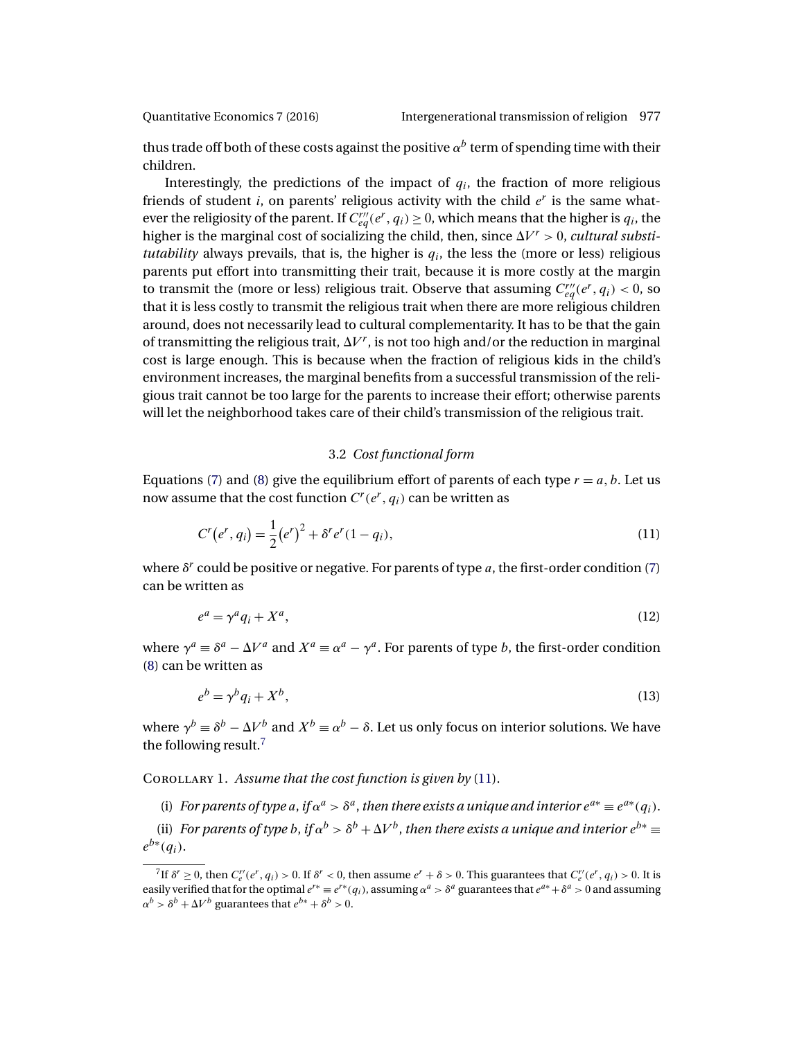thus trade off both of these costs against the positive $\alpha^b$ term of spending time with their children.

Interestingly, the predictions of the impact of $q_i$, the fraction of more religious friends of student $i$, on parents' religious activity with the child $e^r$ is the same whatever the religiosity of the parent. If $C_{eq}^{r\prime\prime}(e^r, q_i) \geq 0$, which means that the higher is $q_i$, the higher is the marginal cost of socializing the child, then, since $\Delta V^r > 0$, *cultural substitutability* always prevails, that is, the higher is $q_i$, the less the (more or less) religious parents put effort into transmitting their trait, because it is more costly at the margin to transmit the (more or less) religious trait. Observe that assuming $C_{eq}^{r\prime\prime}(e^r, q_i) < 0$, so that it is less costly to transmit the religious trait when there are more religious children around, does not necessarily lead to cultural complementarity. It has to be that the gain of transmitting the religious trait, $\Delta V^r$, is not too high and/or the reduction in marginal cost is large enough. This is because when the fraction of religious kids in the child's environment increases, the marginal benefits from a successful transmission of the religious trait cannot be too large for the parents to increase their effort; otherwise parents will let the neighborhood takes care of their child's transmission of the religious trait.

### 3.2 *Cost functional form*

Equations (7) and (8) give the equilibrium effort of parents of each type $r = a, b$. Let us now assume that the cost function $C^r(e^r, q_i)$ can be written as

$$C^r(e^r, q_i) = \frac{1}{2}(e^r)^2 + \delta^r e^r (1 - q_i), \tag{11}$$

where $\delta^r$ could be positive or negative. For parents of type $a$, the first-order condition (7) can be written as

$$e^a = \gamma^a q_i + X^a, \tag{12}$$

where $\gamma^a \equiv \delta^a - \Delta V^a$ and $X^a \equiv \alpha^a - \gamma^a$. For parents of type $b$, the first-order condition (8) can be written as

$$e^b = \gamma^b q_i + X^b, \tag{13}$$

where $\gamma^b \equiv \delta^b - \Delta V^b$ and $X^b \equiv \alpha^b - \delta$. Let us only focus on interior solutions. We have the following result.[7]

COROLLARY 1. *Assume that the cost function is given by* (11).

(i) *For parents of type $a$, if $\alpha^a > \delta^a$, then there exists a unique and interior $e^{a*} \equiv e^{a*}(q_i)$.*

(ii) *For parents of type $b$, if $\alpha^b > \delta^b + \Delta V^b$, then there exists a unique and interior $e^{b*} \equiv e^{b*}(q_i)$.*

[7] If $\delta^r \geq 0$, then $C_e^{r\prime\prime}(e^r, q_i) > 0$. If $\delta^r < 0$, then assume $e^r + \delta > 0$. This guarantees that $C_e^{r\prime\prime}(e^r, q_i) > 0$. It is easily verified that for the optimal $e^{r*} \equiv e^{r*}(q_i)$, assuming $\alpha^a > \delta^a$ guarantees that $e^{a*} + \delta^a > 0$ and assuming $\alpha^b > \delta^b + \Delta V^b$ guarantees that $e^{b*} + \delta^b > 0$.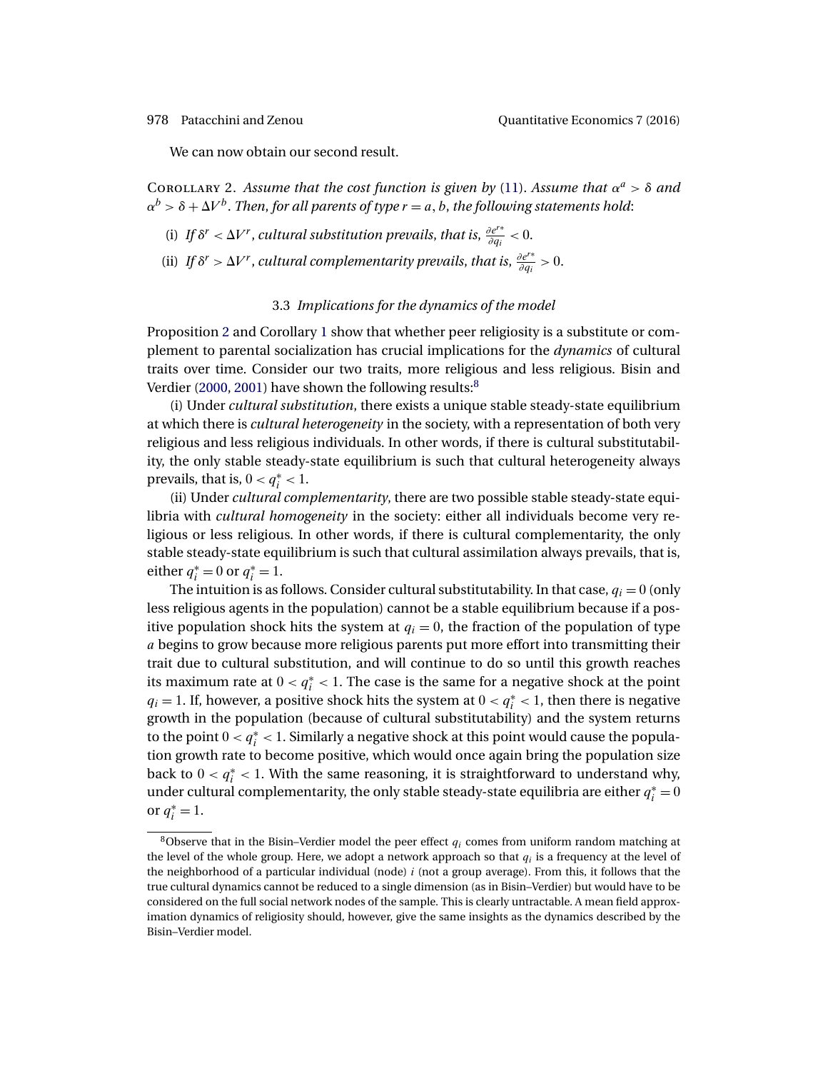We can now obtain our second result.

Corollary 2. *Assume that the cost function is given by* (11). *Assume that* $\alpha^a > \delta$ *and* $\alpha^b > \delta + \Delta V^b$. *Then, for all parents of type* $r = a, b$, *the following statements hold*:

(i) *If* $\delta^r < \Delta V^r$, *cultural substitution prevails, that is,* $\frac{\partial e^{r*}}{\partial q_i} < 0$.

(ii) *If* $\delta^r > \Delta V^r$, *cultural complementarity prevails, that is,* $\frac{\partial e^{r*}}{\partial q_i} > 0$.

### 3.3 *Implications for the dynamics of the model*

Proposition 2 and Corollary 1 show that whether peer religiosity is a substitute or complement to parental socialization has crucial implications for the *dynamics* of cultural traits over time. Consider our two traits, more religious and less religious. Bisin and Verdier (2000, 2001) have shown the following results:[8]

(i) Under *cultural substitution*, there exists a unique stable steady-state equilibrium at which there is *cultural heterogeneity* in the society, with a representation of both very religious and less religious individuals. In other words, if there is cultural substitutability, the only stable steady-state equilibrium is such that cultural heterogeneity always prevails, that is, $0 < q_i^* < 1$.

(ii) Under *cultural complementarity*, there are two possible stable steady-state equilibria with *cultural homogeneity* in the society: either all individuals become very religious or less religious. In other words, if there is cultural complementarity, the only stable steady-state equilibrium is such that cultural assimilation always prevails, that is, either $q_i^* = 0$ or $q_i^* = 1$.

The intuition is as follows. Consider cultural substitutability. In that case, $q_i = 0$ (only less religious agents in the population) cannot be a stable equilibrium because if a positive population shock hits the system at $q_i = 0$, the fraction of the population of type $a$ begins to grow because more religious parents put more effort into transmitting their trait due to cultural substitution, and will continue to do so until this growth reaches its maximum rate at $0 < q_i^* < 1$. The case is the same for a negative shock at the point $q_i = 1$. If, however, a positive shock hits the system at $0 < q_i^* < 1$, then there is negative growth in the population (because of cultural substitutability) and the system returns to the point $0 < q_i^* < 1$. Similarly a negative shock at this point would cause the population growth rate to become positive, which would once again bring the population size back to $0 < q_i^* < 1$. With the same reasoning, it is straightforward to understand why, under cultural complementarity, the only stable steady-state equilibria are either $q_i^* = 0$ or $q_i^* = 1$.

[8] Observe that in the Bisin–Verdier model the peer effect $q_i$ comes from uniform random matching at the level of the whole group. Here, we adopt a network approach so that $q_i$ is a frequency at the level of the neighborhood of a particular individual (node) $i$ (not a group average). From this, it follows that the true cultural dynamics cannot be reduced to a single dimension (as in Bisin–Verdier) but would have to be considered on the full social network nodes of the sample. This is clearly untractable. A mean field approximation dynamics of religiosity should, however, give the same insights as the dynamics described by the Bisin–Verdier model.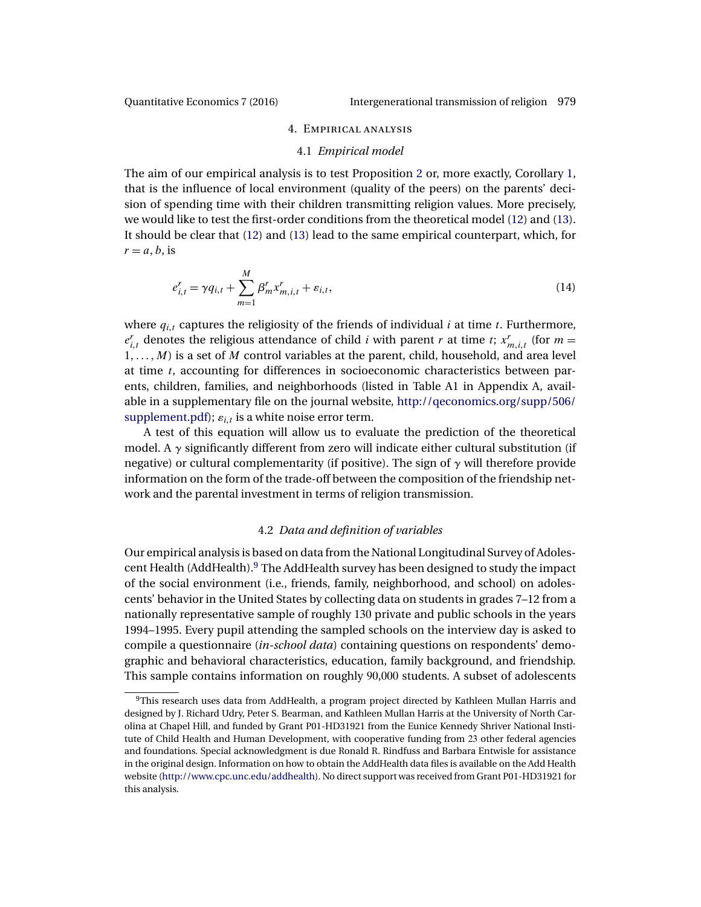## 4. Empirical analysis

### 4.1 *Empirical model*

The aim of our empirical analysis is to test Proposition 2 or, more exactly, Corollary 1, that is the influence of local environment (quality of the peers) on the parents' decision of spending time with their children transmitting religion values. More precisely, we would like to test the first-order conditions from the theoretical model (12) and (13). It should be clear that (12) and (13) lead to the same empirical counterpart, which, for $r = a, b$, is

$$e^r_{i,t} = \gamma q_{i,t} + \sum_{m=1}^{M} \beta^r_m x^r_{m,i,t} + \varepsilon_{i,t}, \tag{14}$$

where $q_{i,t}$ captures the religiosity of the friends of individual $i$ at time $t$. Furthermore, $e^r_{i,t}$ denotes the religious attendance of child $i$ with parent $r$ at time $t$; $x^r_{m,i,t}$ (for $m = 1, \dots, M$) is a set of $M$ control variables at the parent, child, household, and area level at time $t$, accounting for differences in socioeconomic characteristics between parents, children, families, and neighborhoods (listed in Table A1 in Appendix A, available in a supplementary file on the journal website, http://qeconomics.org/supp/506/supplement.pdf); $\varepsilon_{i,t}$ is a white noise error term.

A test of this equation will allow us to evaluate the prediction of the theoretical model. A $\gamma$ significantly different from zero will indicate either cultural substitution (if negative) or cultural complementarity (if positive). The sign of $\gamma$ will therefore provide information on the form of the trade-off between the composition of the friendship network and the parental investment in terms of religion transmission.

### 4.2 *Data and definition of variables*

Our empirical analysis is based on data from the National Longitudinal Survey of Adolescent Health (AddHealth).[9] The AddHealth survey has been designed to study the impact of the social environment (i.e., friends, family, neighborhood, and school) on adolescents' behavior in the United States by collecting data on students in grades 7–12 from a nationally representative sample of roughly 130 private and public schools in the years 1994–1995. Every pupil attending the sampled schools on the interview day is asked to compile a questionnaire (*in-school data*) containing questions on respondents' demographic and behavioral characteristics, education, family background, and friendship. This sample contains information on roughly 90,000 students. A subset of adolescents

[9] This research uses data from AddHealth, a program project directed by Kathleen Mullan Harris and designed by J. Richard Udry, Peter S. Bearman, and Kathleen Mullan Harris at the University of North Carolina at Chapel Hill, and funded by Grant P01-HD31921 from the Eunice Kennedy Shriver National Institute of Child Health and Human Development, with cooperative funding from 23 other federal agencies and foundations. Special acknowledgment is due Ronald R. Rindfuss and Barbara Entwisle for assistance in the original design. Information on how to obtain the AddHealth data files is available on the Add Health website (http://www.cpc.unc.edu/addhealth). No direct support was received from Grant P01-HD31921 for this analysis.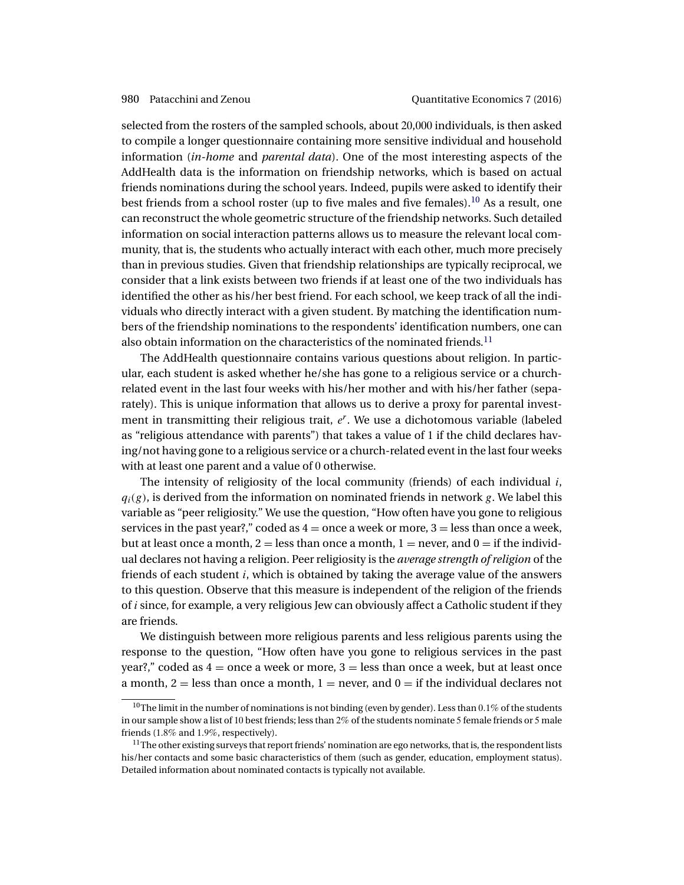selected from the rosters of the sampled schools, about 20,000 individuals, is then asked to compile a longer questionnaire containing more sensitive individual and household information (*in-home* and *parental data*). One of the most interesting aspects of the AddHealth data is the information on friendship networks, which is based on actual friends nominations during the school years. Indeed, pupils were asked to identify their best friends from a school roster (up to five males and five females).[10] As a result, one can reconstruct the whole geometric structure of the friendship networks. Such detailed information on social interaction patterns allows us to measure the relevant local community, that is, the students who actually interact with each other, much more precisely than in previous studies. Given that friendship relationships are typically reciprocal, we consider that a link exists between two friends if at least one of the two individuals has identified the other as his/her best friend. For each school, we keep track of all the individuals who directly interact with a given student. By matching the identification numbers of the friendship nominations to the respondents' identification numbers, one can also obtain information on the characteristics of the nominated friends.[11]

The AddHealth questionnaire contains various questions about religion. In particular, each student is asked whether he/she has gone to a religious service or a church-related event in the last four weeks with his/her mother and with his/her father (separately). This is unique information that allows us to derive a proxy for parental investment in transmitting their religious trait, $e^r$. We use a dichotomous variable (labeled as "religious attendance with parents") that takes a value of 1 if the child declares having/not having gone to a religious service or a church-related event in the last four weeks with at least one parent and a value of 0 otherwise.

The intensity of religiosity of the local community (friends) of each individual $i$, $q_i(g)$, is derived from the information on nominated friends in network $g$. We label this variable as "peer religiosity." We use the question, "How often have you gone to religious services in the past year?," coded as $4 =$ once a week or more, $3 =$ less than once a week, but at least once a month, $2 =$ less than once a month, $1 =$ never, and $0 =$ if the individual declares not having a religion. Peer religiosity is the *average strength of religion* of the friends of each student $i$, which is obtained by taking the average value of the answers to this question. Observe that this measure is independent of the religion of the friends of $i$ since, for example, a very religious Jew can obviously affect a Catholic student if they are friends.

We distinguish between more religious parents and less religious parents using the response to the question, "How often have you gone to religious services in the past year?," coded as $4 =$ once a week or more, $3 =$ less than once a week, but at least once a month, $2 =$ less than once a month, $1 =$ never, and $0 =$ if the individual declares not

---

[10] The limit in the number of nominations is not binding (even by gender). Less than 0.1% of the students in our sample show a list of 10 best friends; less than 2% of the students nominate 5 female friends or 5 male friends (1.8% and 1.9%, respectively).

[11] The other existing surveys that report friends' nomination are ego networks, that is, the respondent lists his/her contacts and some basic characteristics of them (such as gender, education, employment status). Detailed information about nominated contacts is typically not available.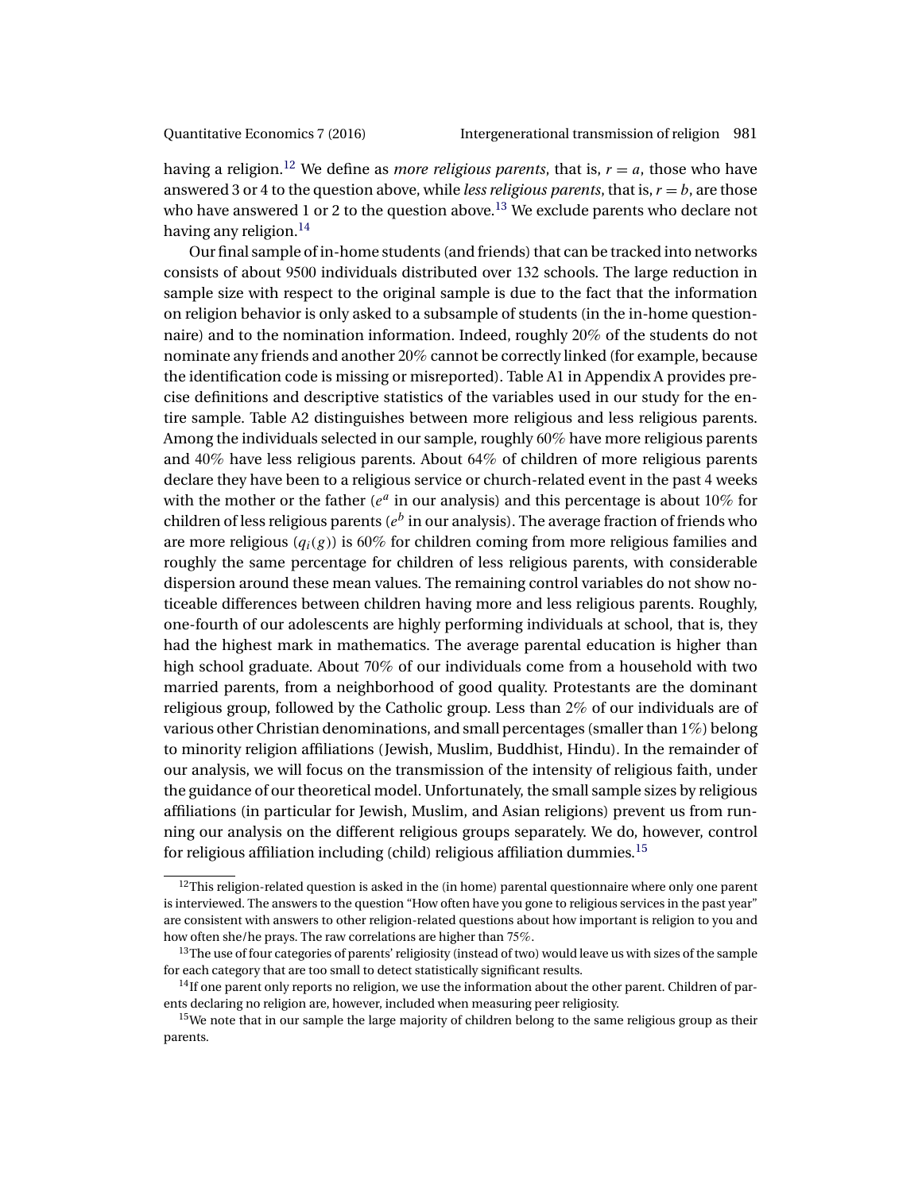having a religion.[12] We define as *more religious parents*, that is, $r = a$, those who have answered 3 or 4 to the question above, while *less religious parents*, that is, $r = b$, are those who have answered 1 or 2 to the question above.[13] We exclude parents who declare not having any religion.[14]

Our final sample of in-home students (and friends) that can be tracked into networks consists of about 9500 individuals distributed over 132 schools. The large reduction in sample size with respect to the original sample is due to the fact that the information on religion behavior is only asked to a subsample of students (in the in-home questionnaire) and to the nomination information. Indeed, roughly 20% of the students do not nominate any friends and another 20% cannot be correctly linked (for example, because the identification code is missing or misreported). Table A1 in Appendix A provides precise definitions and descriptive statistics of the variables used in our study for the entire sample. Table A2 distinguishes between more religious and less religious parents. Among the individuals selected in our sample, roughly 60% have more religious parents and 40% have less religious parents. About 64% of children of more religious parents declare they have been to a religious service or church-related event in the past 4 weeks with the mother or the father ($e^a$ in our analysis) and this percentage is about 10% for children of less religious parents ($e^b$ in our analysis). The average fraction of friends who are more religious ($q_i(g)$) is 60% for children coming from more religious families and roughly the same percentage for children of less religious parents, with considerable dispersion around these mean values. The remaining control variables do not show noticeable differences between children having more and less religious parents. Roughly, one-fourth of our adolescents are highly performing individuals at school, that is, they had the highest mark in mathematics. The average parental education is higher than high school graduate. About 70% of our individuals come from a household with two married parents, from a neighborhood of good quality. Protestants are the dominant religious group, followed by the Catholic group. Less than 2% of our individuals are of various other Christian denominations, and small percentages (smaller than 1%) belong to minority religion affiliations (Jewish, Muslim, Buddhist, Hindu). In the remainder of our analysis, we will focus on the transmission of the intensity of religious faith, under the guidance of our theoretical model. Unfortunately, the small sample sizes by religious affiliations (in particular for Jewish, Muslim, and Asian religions) prevent us from running our analysis on the different religious groups separately. We do, however, control for religious affiliation including (child) religious affiliation dummies.[15]

---

[12] This religion-related question is asked in the (in home) parental questionnaire where only one parent is interviewed. The answers to the question "How often have you gone to religious services in the past year" are consistent with answers to other religion-related questions about how important is religion to you and how often she/he prays. The raw correlations are higher than 75%.

[13] The use of four categories of parents' religiosity (instead of two) would leave us with sizes of the sample for each category that are too small to detect statistically significant results.

[14] If one parent only reports no religion, we use the information about the other parent. Children of parents declaring no religion are, however, included when measuring peer religiosity.

[15] We note that in our sample the large majority of children belong to the same religious group as their parents.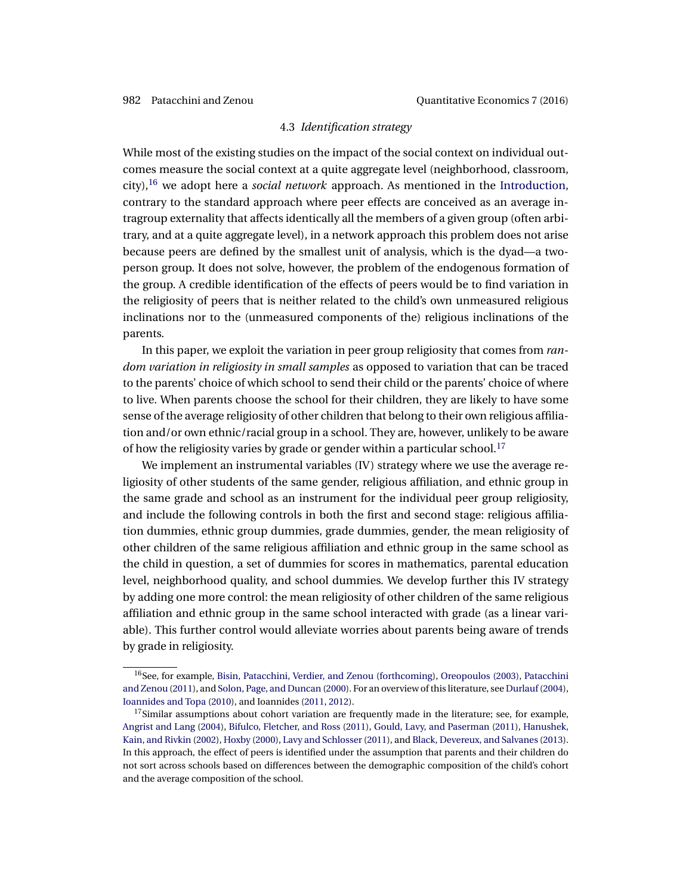### 4.3 *Identification strategy*

While most of the existing studies on the impact of the social context on individual outcomes measure the social context at a quite aggregate level (neighborhood, classroom, city),[16] we adopt here a *social network* approach. As mentioned in the Introduction, contrary to the standard approach where peer effects are conceived as an average intragroup externality that affects identically all the members of a given group (often arbitrary, and at a quite aggregate level), in a network approach this problem does not arise because peers are defined by the smallest unit of analysis, which is the dyad—a two-person group. It does not solve, however, the problem of the endogenous formation of the group. A credible identification of the effects of peers would be to find variation in the religiosity of peers that is neither related to the child's own unmeasured religious inclinations nor to the (unmeasured components of the) religious inclinations of the parents.

In this paper, we exploit the variation in peer group religiosity that comes from *random variation in religiosity in small samples* as opposed to variation that can be traced to the parents' choice of which school to send their child or the parents' choice of where to live. When parents choose the school for their children, they are likely to have some sense of the average religiosity of other children that belong to their own religious affiliation and/or own ethnic/racial group in a school. They are, however, unlikely to be aware of how the religiosity varies by grade or gender within a particular school.[17]

We implement an instrumental variables (IV) strategy where we use the average religiosity of other students of the same gender, religious affiliation, and ethnic group in the same grade and school as an instrument for the individual peer group religiosity, and include the following controls in both the first and second stage: religious affiliation dummies, ethnic group dummies, grade dummies, gender, the mean religiosity of other children of the same religious affiliation and ethnic group in the same school as the child in question, a set of dummies for scores in mathematics, parental education level, neighborhood quality, and school dummies. We develop further this IV strategy by adding one more control: the mean religiosity of other children of the same religious affiliation and ethnic group in the same school interacted with grade (as a linear variable). This further control would alleviate worries about parents being aware of trends by grade in religiosity.

---

[16] See, for example, Bisin, Patacchini, Verdier, and Zenou (forthcoming), Oreopoulos (2003), Patacchini and Zenou (2011), and Solon, Page, and Duncan (2000). For an overview of this literature, see Durlauf (2004), Ioannides and Topa (2010), and Ioannides (2011, 2012).

[17] Similar assumptions about cohort variation are frequently made in the literature; see, for example, Angrist and Lang (2004), Bifulco, Fletcher, and Ross (2011), Gould, Lavy, and Paserman (2011), Hanushek, Kain, and Rivkin (2002), Hoxby (2000), Lavy and Schlosser (2011), and Black, Devereux, and Salvanes (2013). In this approach, the effect of peers is identified under the assumption that parents and their children do not sort across schools based on differences between the demographic composition of the child's cohort and the average composition of the school.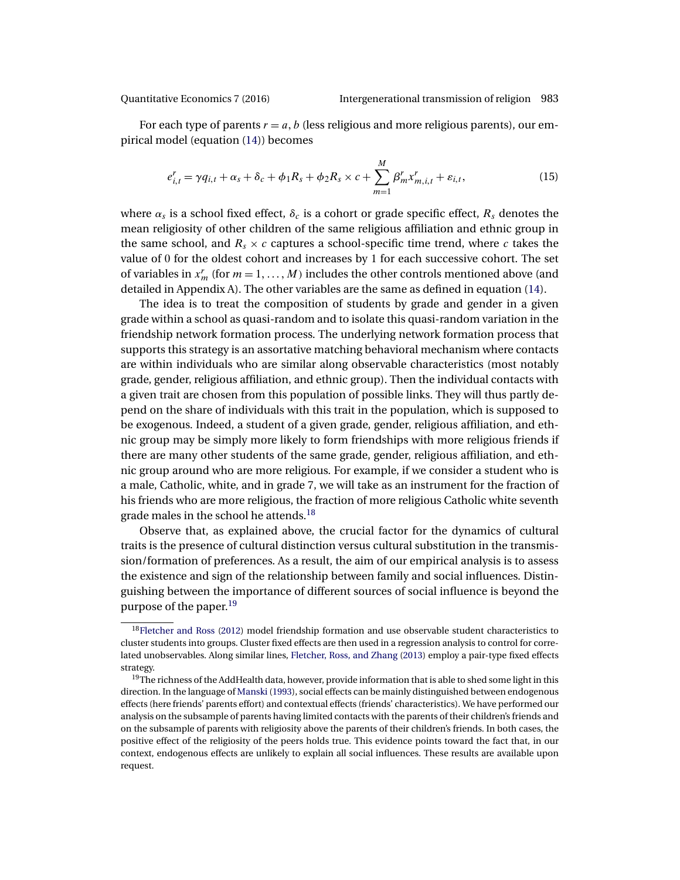For each type of parents $r = a, b$ (less religious and more religious parents), our empirical model (equation (14)) becomes

$$e_{i,t}^r = \gamma q_{i,t} + \alpha_s + \delta_c + \phi_1 R_s + \phi_2 R_s \times c + \sum_{m=1}^{M} \beta_m^r x_{m,i,t}^r + \varepsilon_{i,t}, \tag{15}$$

where $\alpha_s$ is a school fixed effect, $\delta_c$ is a cohort or grade specific effect, $R_s$ denotes the mean religiosity of other children of the same religious affiliation and ethnic group in the same school, and $R_s \times c$ captures a school-specific time trend, where $c$ takes the value of 0 for the oldest cohort and increases by 1 for each successive cohort. The set of variables in $x_m^r$ (for $m = 1, \dots, M$) includes the other controls mentioned above (and detailed in Appendix A). The other variables are the same as defined in equation (14).

The idea is to treat the composition of students by grade and gender in a given grade within a school as quasi-random and to isolate this quasi-random variation in the friendship network formation process. The underlying network formation process that supports this strategy is an assortative matching behavioral mechanism where contacts are within individuals who are similar along observable characteristics (most notably grade, gender, religious affiliation, and ethnic group). Then the individual contacts with a given trait are chosen from this population of possible links. They will thus partly depend on the share of individuals with this trait in the population, which is supposed to be exogenous. Indeed, a student of a given grade, gender, religious affiliation, and ethnic group may be simply more likely to form friendships with more religious friends if there are many other students of the same grade, gender, religious affiliation, and ethnic group around who are more religious. For example, if we consider a student who is a male, Catholic, white, and in grade 7, we will take as an instrument for the fraction of his friends who are more religious, the fraction of more religious Catholic white seventh grade males in the school he attends.[18]

Observe that, as explained above, the crucial factor for the dynamics of cultural traits is the presence of cultural distinction versus cultural substitution in the transmission/formation of preferences. As a result, the aim of our empirical analysis is to assess the existence and sign of the relationship between family and social influences. Distinguishing between the importance of different sources of social influence is beyond the purpose of the paper.[19]

---

[18] Fletcher and Ross (2012) model friendship formation and use observable student characteristics to cluster students into groups. Cluster fixed effects are then used in a regression analysis to control for correlated unobservables. Along similar lines, Fletcher, Ross, and Zhang (2013) employ a pair-type fixed effects strategy.

[19] The richness of the AddHealth data, however, provide information that is able to shed some light in this direction. In the language of Manski (1993), social effects can be mainly distinguished between endogenous effects (here friends' parents effort) and contextual effects (friends' characteristics). We have performed our analysis on the subsample of parents having limited contacts with the parents of their children's friends and on the subsample of parents with religiosity above the parents of their children's friends. In both cases, the positive effect of the religiosity of the peers holds true. This evidence points toward the fact that, in our context, endogenous effects are unlikely to explain all social influences. These results are available upon request.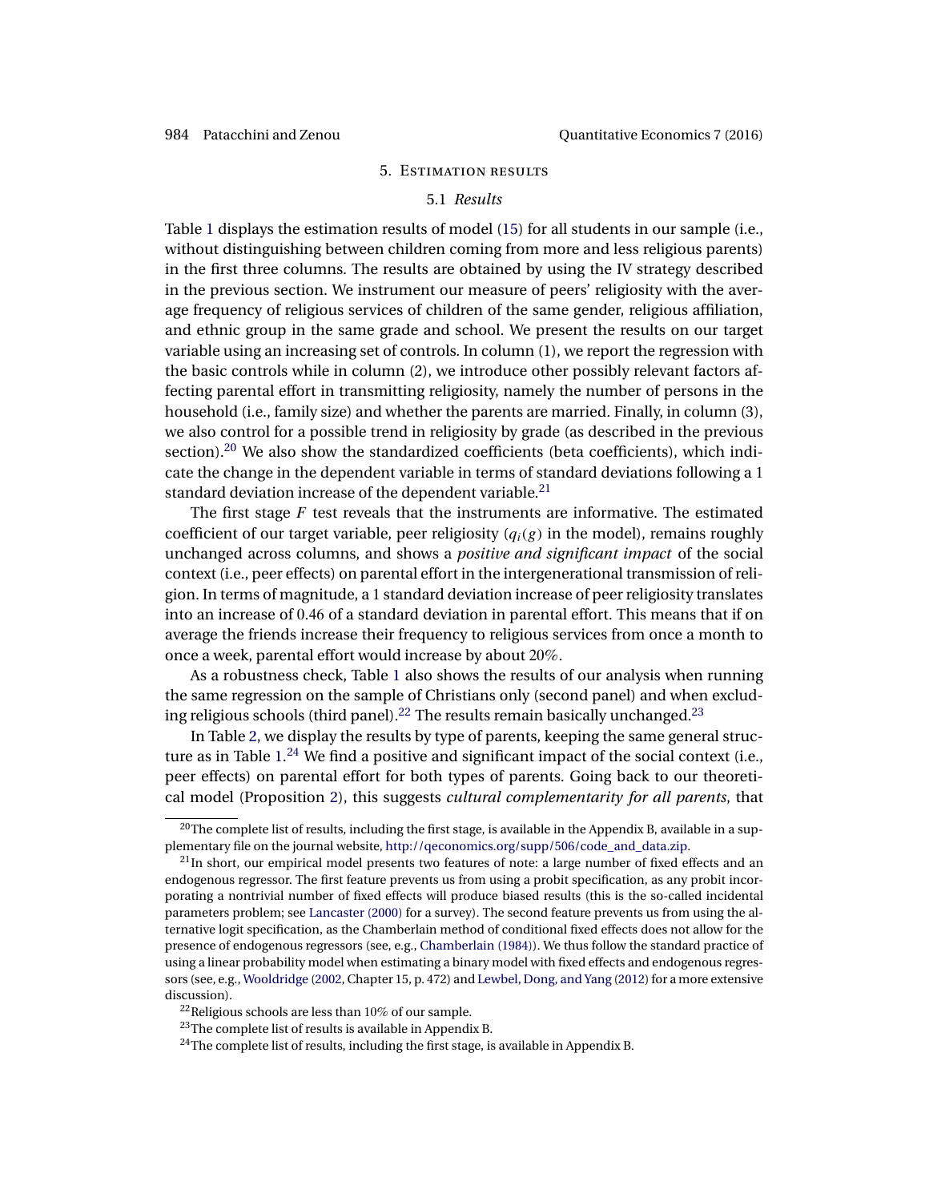## 5. Estimation results

### 5.1 *Results*

Table 1 displays the estimation results of model (15) for all students in our sample (i.e., without distinguishing between children coming from more and less religious parents) in the first three columns. The results are obtained by using the IV strategy described in the previous section. We instrument our measure of peers' religiosity with the average frequency of religious services of children of the same gender, religious affiliation, and ethnic group in the same grade and school. We present the results on our target variable using an increasing set of controls. In column (1), we report the regression with the basic controls while in column (2), we introduce other possibly relevant factors affecting parental effort in transmitting religiosity, namely the number of persons in the household (i.e., family size) and whether the parents are married. Finally, in column (3), we also control for a possible trend in religiosity by grade (as described in the previous section).[20] We also show the standardized coefficients (beta coefficients), which indicate the change in the dependent variable in terms of standard deviations following a 1 standard deviation increase of the dependent variable.[21]

The first stage $F$ test reveals that the instruments are informative. The estimated coefficient of our target variable, peer religiosity ($q_i(g)$ in the model), remains roughly unchanged across columns, and shows a *positive and significant impact* of the social context (i.e., peer effects) on parental effort in the intergenerational transmission of religion. In terms of magnitude, a 1 standard deviation increase of peer religiosity translates into an increase of 0.46 of a standard deviation in parental effort. This means that if on average the friends increase their frequency to religious services from once a month to once a week, parental effort would increase by about 20%.

As a robustness check, Table 1 also shows the results of our analysis when running the same regression on the sample of Christians only (second panel) and when excluding religious schools (third panel).[22] The results remain basically unchanged.[23]

In Table 2, we display the results by type of parents, keeping the same general structure as in Table 1.[24] We find a positive and significant impact of the social context (i.e., peer effects) on parental effort for both types of parents. Going back to our theoretical model (Proposition 2), this suggests *cultural complementarity for all parents*, that

---

[20]The complete list of results, including the first stage, is available in the Appendix B, available in a supplementary file on the journal website, http://qeconomics.org/supp/506/code_and_data.zip.

[21]In short, our empirical model presents two features of note: a large number of fixed effects and an endogenous regressor. The first feature prevents us from using a probit specification, as any probit incorporating a nontrivial number of fixed effects will produce biased results (this is the so-called incidental parameters problem; see Lancaster (2000) for a survey). The second feature prevents us from using the alternative logit specification, as the Chamberlain method of conditional fixed effects does not allow for the presence of endogenous regressors (see, e.g., Chamberlain (1984)). We thus follow the standard practice of using a linear probability model when estimating a binary model with fixed effects and endogenous regressors (see, e.g., Wooldridge (2002, Chapter 15, p. 472) and Lewbel, Dong, and Yang (2012) for a more extensive discussion).

[22]Religious schools are less than 10% of our sample.

[23]The complete list of results is available in Appendix B.

[24]The complete list of results, including the first stage, is available in Appendix B.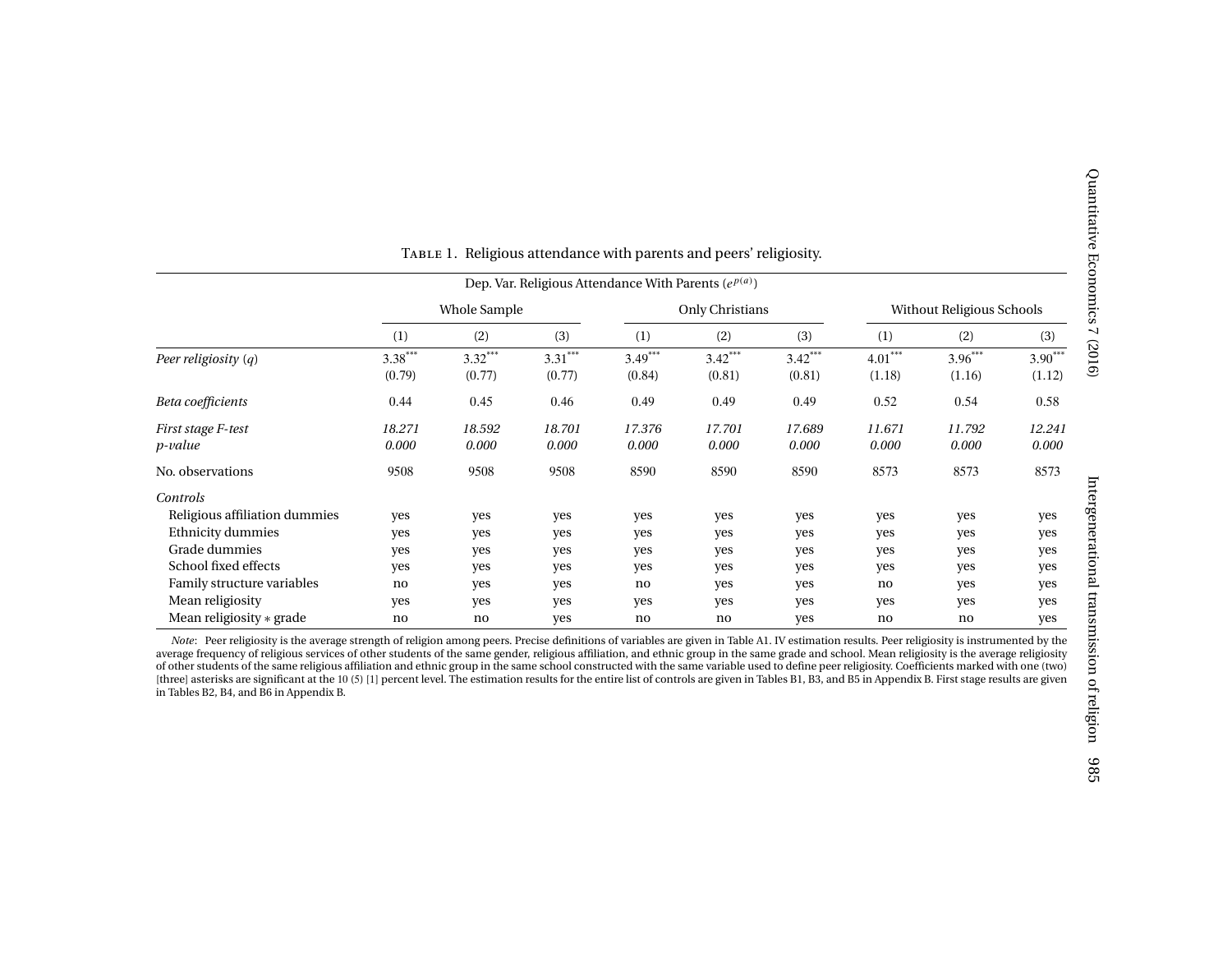Table 1. Religious attendance with parents and peers' religiosity.

| | Dep. Var. Religious Attendance With Parents ($e^{p(a)}$) | | | | | | | | |
|---|---|---|---|---|---|---|---|---|---|
| | Whole Sample | | | Only Christians | | | Without Religious Schools | | |
| | (1) | (2) | (3) | (1) | (2) | (3) | (1) | (2) | (3) |
| *Peer religiosity* ($q$) | 3.38*** | 3.32*** | 3.31*** | 3.49*** | 3.42*** | 3.42*** | 4.01*** | 3.96*** | 3.90*** |
| | (0.79) | (0.77) | (0.77) | (0.84) | (0.81) | (0.81) | (1.18) | (1.16) | (1.12) |
| *Beta coefficients* | 0.44 | 0.45 | 0.46 | 0.49 | 0.49 | 0.49 | 0.52 | 0.54 | 0.58 |
| *First stage F-test* | *18.271* | *18.592* | *18.701* | *17.376* | *17.701* | *17.689* | *11.671* | *11.792* | *12.241* |
| *p-value* | *0.000* | *0.000* | *0.000* | *0.000* | *0.000* | *0.000* | *0.000* | *0.000* | *0.000* |
| No. observations | 9508 | 9508 | 9508 | 8590 | 8590 | 8590 | 8573 | 8573 | 8573 |
| *Controls* | | | | | | | | | |
| Religious affiliation dummies | yes | yes | yes | yes | yes | yes | yes | yes | yes |
| Ethnicity dummies | yes | yes | yes | yes | yes | yes | yes | yes | yes |
| Grade dummies | yes | yes | yes | yes | yes | yes | yes | yes | yes |
| School fixed effects | yes | yes | yes | yes | yes | yes | yes | yes | yes |
| Family structure variables | no | yes | yes | no | yes | yes | no | yes | yes |
| Mean religiosity | yes | yes | yes | yes | yes | yes | yes | yes | yes |
| Mean religiosity ∗ grade | no | no | yes | no | no | yes | no | no | yes |

*Note*: Peer religiosity is the average strength of religion among peers. Precise definitions of variables are given in Table A1. IV estimation results. Peer religiosity is instrumented by the average frequency of religious services of other students of the same gender, religious affiliation, and ethnic group in the same grade and school. Mean religiosity is the average religiosity of other students of the same religious affiliation and ethnic group in the same school constructed with the same variable used to define peer religiosity. Coefficients marked with one (two) [three] asterisks are significant at the 10 (5) [1] percent level. The estimation results for the entire list of controls are given in Tables B1, B3, and B5 in Appendix B. First stage results are given in Tables B2, B4, and B6 in Appendix B.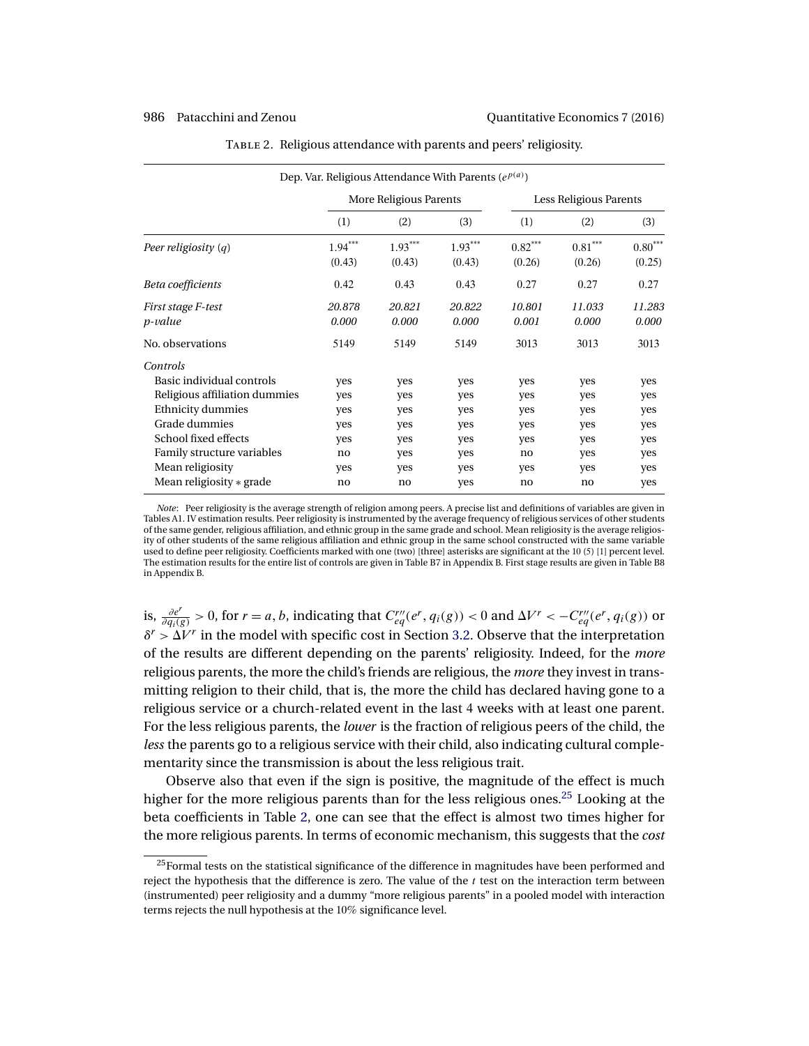Table 2. Religious attendance with parents and peers' religiosity.

| Dep. Var. Religious Attendance With Parents ($e^{p(a)}$) | More Religious Parents | | | Less Religious Parents | | |
|---|---|---|---|---|---|---|
| | (1) | (2) | (3) | (1) | (2) | (3) |
| *Peer religiosity* ($q$) | 1.94*** | 1.93*** | 1.93*** | 0.82*** | 0.81*** | 0.80*** |
| | (0.43) | (0.43) | (0.43) | (0.26) | (0.26) | (0.25) |
| *Beta coefficients* | 0.42 | 0.43 | 0.43 | 0.27 | 0.27 | 0.27 |
| *First stage F-test* | *20.878* | *20.821* | *20.822* | *10.801* | *11.033* | *11.283* |
| *p-value* | *0.000* | *0.000* | *0.000* | *0.001* | *0.000* | *0.000* |
| No. observations | 5149 | 5149 | 5149 | 3013 | 3013 | 3013 |
| *Controls* | | | | | | |
| Basic individual controls | yes | yes | yes | yes | yes | yes |
| Religious affiliation dummies | yes | yes | yes | yes | yes | yes |
| Ethnicity dummies | yes | yes | yes | yes | yes | yes |
| Grade dummies | yes | yes | yes | yes | yes | yes |
| School fixed effects | yes | yes | yes | yes | yes | yes |
| Family structure variables | no | yes | yes | no | yes | yes |
| Mean religiosity | yes | yes | yes | yes | yes | yes |
| Mean religiosity * grade | no | no | yes | no | no | yes |

*Note*: Peer religiosity is the average strength of religion among peers. A precise list and definitions of variables are given in Tables A1. IV estimation results. Peer religiosity is instrumented by the average frequency of religious services of other students of the same gender, religious affiliation, and ethnic group in the same grade and school. Mean religiosity is the average religiosity of other students of the same religious affiliation and ethnic group in the same school constructed with the same variable used to define peer religiosity. Coefficients marked with one (two) [three] asterisks are significant at the 10 (5) [1] percent level. The estimation results for the entire list of controls are given in Table B7 in Appendix B. First stage results are given in Table B8 in Appendix B.

is, $\frac{\partial e^r}{\partial q_i(g)} > 0$, for $r = a, b$, indicating that $C_{eq}^{r\prime\prime}(e^r, q_i(g)) < 0$ and $\Delta V^r < -C_{eq}^{r\prime\prime}(e^r, q_i(g))$ or $\delta^r > \Delta V^r$ in the model with specific cost in Section 3.2. Observe that the interpretation of the results are different depending on the parents' religiosity. Indeed, for the *more* religious parents, the more the child's friends are religious, the *more* they invest in transmitting religion to their child, that is, the more the child has declared having gone to a religious service or a church-related event in the last 4 weeks with at least one parent. For the less religious parents, the *lower* is the fraction of religious peers of the child, the *less* the parents go to a religious service with their child, also indicating cultural complementarity since the transmission is about the less religious trait.

Observe also that even if the sign is positive, the magnitude of the effect is much higher for the more religious parents than for the less religious ones.[25] Looking at the beta coefficients in Table 2, one can see that the effect is almost two times higher for the more religious parents. In terms of economic mechanism, this suggests that the *cost*

[25] Formal tests on the statistical significance of the difference in magnitudes have been performed and reject the hypothesis that the difference is zero. The value of the $t$ test on the interaction term between (instrumented) peer religiosity and a dummy "more religious parents" in a pooled model with interaction terms rejects the null hypothesis at the 10% significance level.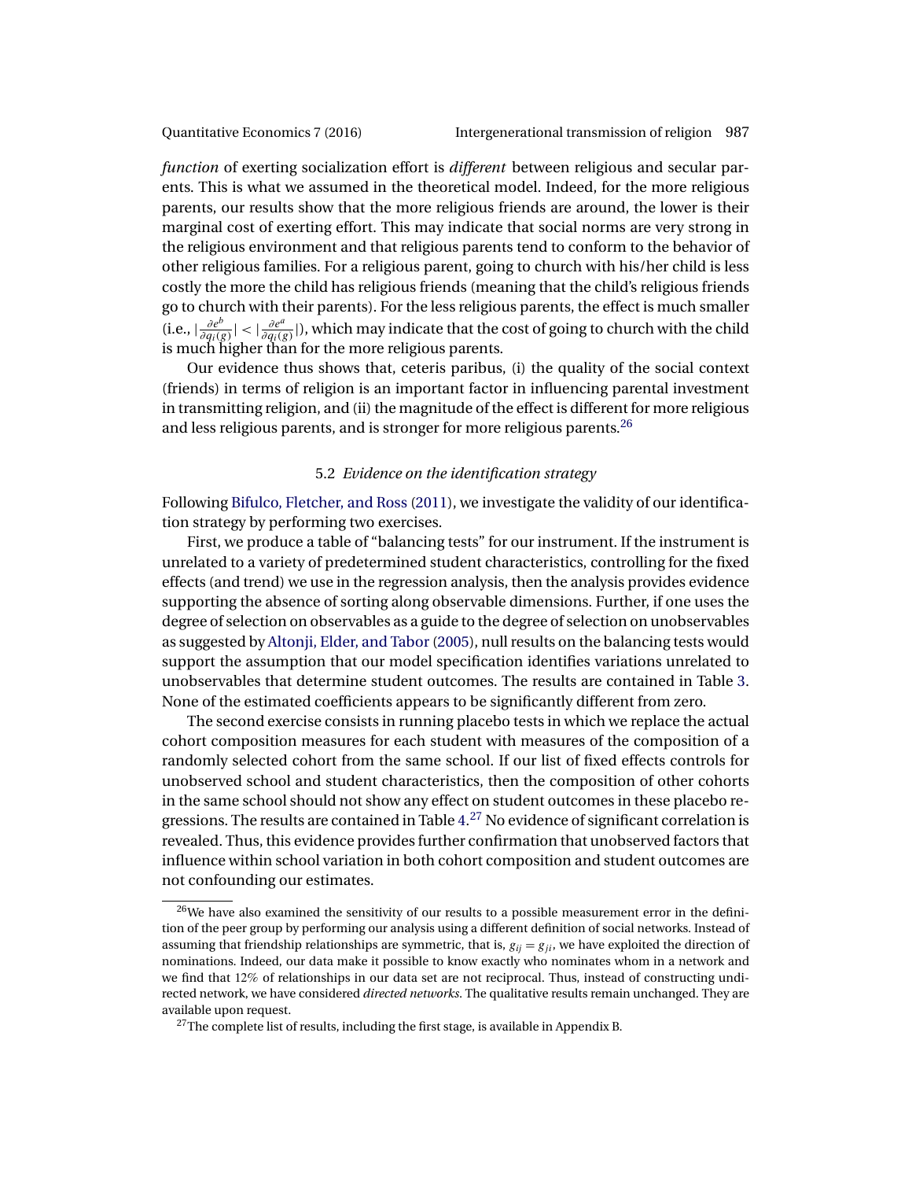*function* of exerting socialization effort is *different* between religious and secular parents. This is what we assumed in the theoretical model. Indeed, for the more religious parents, our results show that the more religious friends are around, the lower is their marginal cost of exerting effort. This may indicate that social norms are very strong in the religious environment and that religious parents tend to conform to the behavior of other religious families. For a religious parent, going to church with his/her child is less costly the more the child has religious friends (meaning that the child's religious friends go to church with their parents). For the less religious parents, the effect is much smaller (i.e., $|\frac{\partial e^b}{\partial q_i(g)}| < |\frac{\partial e^a}{\partial q_i(g)}|$), which may indicate that the cost of going to church with the child is much higher than for the more religious parents.

Our evidence thus shows that, ceteris paribus, (i) the quality of the social context (friends) in terms of religion is an important factor in influencing parental investment in transmitting religion, and (ii) the magnitude of the effect is different for more religious and less religious parents, and is stronger for more religious parents.[26]

### 5.2 *Evidence on the identification strategy*

Following Bifulco, Fletcher, and Ross (2011), we investigate the validity of our identification strategy by performing two exercises.

First, we produce a table of "balancing tests" for our instrument. If the instrument is unrelated to a variety of predetermined student characteristics, controlling for the fixed effects (and trend) we use in the regression analysis, then the analysis provides evidence supporting the absence of sorting along observable dimensions. Further, if one uses the degree of selection on observables as a guide to the degree of selection on unobservables as suggested by Altonji, Elder, and Tabor (2005), null results on the balancing tests would support the assumption that our model specification identifies variations unrelated to unobservables that determine student outcomes. The results are contained in Table 3. None of the estimated coefficients appears to be significantly different from zero.

The second exercise consists in running placebo tests in which we replace the actual cohort composition measures for each student with measures of the composition of a randomly selected cohort from the same school. If our list of fixed effects controls for unobserved school and student characteristics, then the composition of other cohorts in the same school should not show any effect on student outcomes in these placebo regressions. The results are contained in Table 4.[27] No evidence of significant correlation is revealed. Thus, this evidence provides further confirmation that unobserved factors that influence within school variation in both cohort composition and student outcomes are not confounding our estimates.

---

[26] We have also examined the sensitivity of our results to a possible measurement error in the definition of the peer group by performing our analysis using a different definition of social networks. Instead of assuming that friendship relationships are symmetric, that is, $g_{ij} = g_{ji}$, we have exploited the direction of nominations. Indeed, our data make it possible to know exactly who nominates whom in a network and we find that 12% of relationships in our data set are not reciprocal. Thus, instead of constructing undirected network, we have considered *directed networks*. The qualitative results remain unchanged. They are available upon request.

[27] The complete list of results, including the first stage, is available in Appendix B.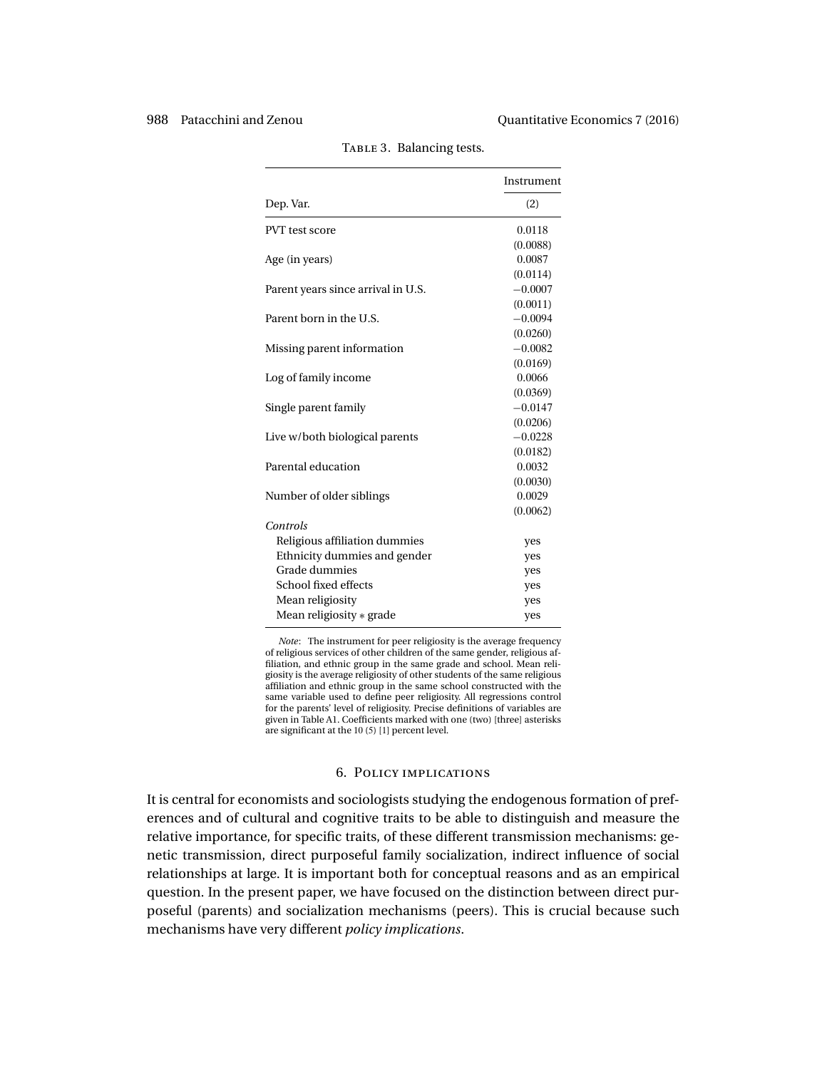Table 3. Balancing tests.

| | Instrument |
|---|---|
| Dep. Var. | (2) |
| PVT test score | 0.0118 |
| | (0.0088) |
| Age (in years) | 0.0087 |
| | (0.0114) |
| Parent years since arrival in U.S. | −0.0007 |
| | (0.0011) |
| Parent born in the U.S. | −0.0094 |
| | (0.0260) |
| Missing parent information | −0.0082 |
| | (0.0169) |
| Log of family income | 0.0066 |
| | (0.0369) |
| Single parent family | −0.0147 |
| | (0.0206) |
| Live w/both biological parents | −0.0228 |
| | (0.0182) |
| Parental education | 0.0032 |
| | (0.0030) |
| Number of older siblings | 0.0029 |
| | (0.0062) |
| *Controls* | |
| Religious affiliation dummies | yes |
| Ethnicity dummies and gender | yes |
| Grade dummies | yes |
| School fixed effects | yes |
| Mean religiosity | yes |
| Mean religiosity ∗ grade | yes |

*Note*: The instrument for peer religiosity is the average frequency of religious services of other children of the same gender, religious affiliation, and ethnic group in the same grade and school. Mean religiosity is the average religiosity of other students of the same religious affiliation and ethnic group in the same school constructed with the same variable used to define peer religiosity. All regressions control for the parents' level of religiosity. Precise definitions of variables are given in Table A1. Coefficients marked with one (two) [three] asterisks are significant at the 10 (5) [1] percent level.

## 6. Policy implications

It is central for economists and sociologists studying the endogenous formation of preferences and of cultural and cognitive traits to be able to distinguish and measure the relative importance, for specific traits, of these different transmission mechanisms: genetic transmission, direct purposeful family socialization, indirect influence of social relationships at large. It is important both for conceptual reasons and as an empirical question. In the present paper, we have focused on the distinction between direct purposeful (parents) and socialization mechanisms (peers). This is crucial because such mechanisms have very different *policy implications*.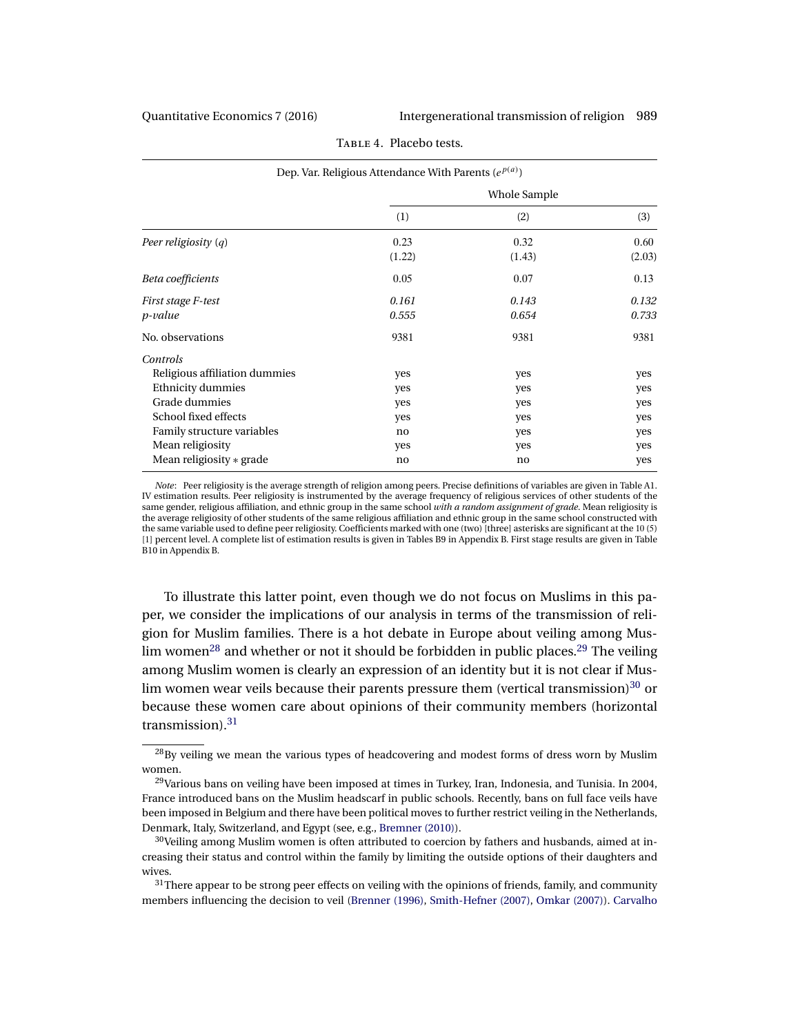Table 4. Placebo tests.

| Dep. Var. Religious Attendance With Parents ($e^{p(a)}$) | | | |
|---|---|---|---|
| | Whole Sample | | |
| | (1) | (2) | (3) |
| *Peer religiosity* ($q$) | 0.23 | 0.32 | 0.60 |
| | (1.22) | (1.43) | (2.03) |
| *Beta coefficients* | 0.05 | 0.07 | 0.13 |
| *First stage F-test* | *0.161* | *0.143* | *0.132* |
| *p-value* | *0.555* | *0.654* | *0.733* |
| No. observations | 9381 | 9381 | 9381 |
| *Controls* | | | |
| Religious affiliation dummies | yes | yes | yes |
| Ethnicity dummies | yes | yes | yes |
| Grade dummies | yes | yes | yes |
| School fixed effects | yes | yes | yes |
| Family structure variables | no | yes | yes |
| Mean religiosity | yes | yes | yes |
| Mean religiosity * grade | no | no | yes |

*Note*: Peer religiosity is the average strength of religion among peers. Precise definitions of variables are given in Table A1. IV estimation results. Peer religiosity is instrumented by the average frequency of religious services of other students of the same gender, religious affiliation, and ethnic group in the same school *with a random assignment of grade*. Mean religiosity is the average religiosity of other students of the same religious affiliation and ethnic group in the same school constructed with the same variable used to define peer religiosity. Coefficients marked with one (two) [three] asterisks are significant at the 10 (5) [1] percent level. A complete list of estimation results is given in Tables B9 in Appendix B. First stage results are given in Table B10 in Appendix B.

To illustrate this latter point, even though we do not focus on Muslims in this paper, we consider the implications of our analysis in terms of the transmission of religion for Muslim families. There is a hot debate in Europe about veiling among Muslim women[28] and whether or not it should be forbidden in public places.[29] The veiling among Muslim women is clearly an expression of an identity but it is not clear if Muslim women wear veils because their parents pressure them (vertical transmission)[30] or because these women care about opinions of their community members (horizontal transmission).[31]

[28]By veiling we mean the various types of headcovering and modest forms of dress worn by Muslim women.

[29]Various bans on veiling have been imposed at times in Turkey, Iran, Indonesia, and Tunisia. In 2004, France introduced bans on the Muslim headscarf in public schools. Recently, bans on full face veils have been imposed in Belgium and there have been political moves to further restrict veiling in the Netherlands, Denmark, Italy, Switzerland, and Egypt (see, e.g., Bremner (2010)).

[30]Veiling among Muslim women is often attributed to coercion by fathers and husbands, aimed at increasing their status and control within the family by limiting the outside options of their daughters and wives.

[31]There appear to be strong peer effects on veiling with the opinions of friends, family, and community members influencing the decision to veil (Brenner (1996), Smith-Hefner (2007), Omkar (2007)). Carvalho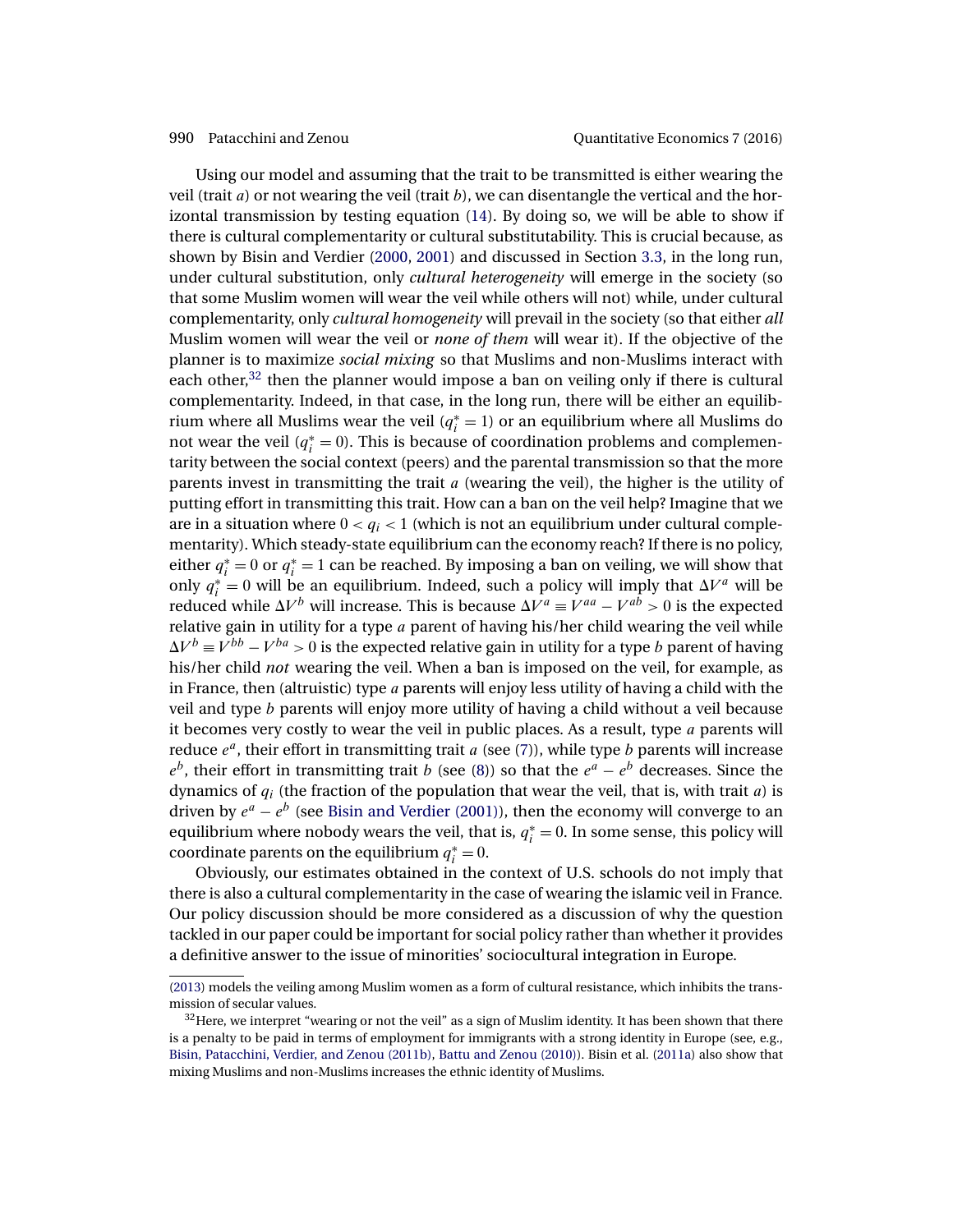Using our model and assuming that the trait to be transmitted is either wearing the veil (trait $a$) or not wearing the veil (trait $b$), we can disentangle the vertical and the horizontal transmission by testing equation (14). By doing so, we will be able to show if there is cultural complementarity or cultural substitutability. This is crucial because, as shown by Bisin and Verdier (2000, 2001) and discussed in Section 3.3, in the long run, under cultural substitution, only *cultural heterogeneity* will emerge in the society (so that some Muslim women will wear the veil while others will not) while, under cultural complementarity, only *cultural homogeneity* will prevail in the society (so that either *all* Muslim women will wear the veil or *none of them* will wear it). If the objective of the planner is to maximize *social mixing* so that Muslims and non-Muslims interact with each other,[32] then the planner would impose a ban on veiling only if there is cultural complementarity. Indeed, in that case, in the long run, there will be either an equilibrium where all Muslims wear the veil ($q_i^* = 1$) or an equilibrium where all Muslims do not wear the veil ($q_i^* = 0$). This is because of coordination problems and complementarity between the social context (peers) and the parental transmission so that the more parents invest in transmitting the trait $a$ (wearing the veil), the higher is the utility of putting effort in transmitting this trait. How can a ban on the veil help? Imagine that we are in a situation where $0 < q_i < 1$ (which is not an equilibrium under cultural complementarity). Which steady-state equilibrium can the economy reach? If there is no policy, either $q_i^* = 0$ or $q_i^* = 1$ can be reached. By imposing a ban on veiling, we will show that only $q_i^* = 0$ will be an equilibrium. Indeed, such a policy will imply that $\Delta V^a$ will be reduced while $\Delta V^b$ will increase. This is because $\Delta V^a \equiv V^{aa} - V^{ab} > 0$ is the expected relative gain in utility for a type $a$ parent of having his/her child wearing the veil while $\Delta V^b \equiv V^{bb} - V^{ba} > 0$ is the expected relative gain in utility for a type $b$ parent of having his/her child *not* wearing the veil. When a ban is imposed on the veil, for example, as in France, then (altruistic) type $a$ parents will enjoy less utility of having a child with the veil and type $b$ parents will enjoy more utility of having a child without a veil because it becomes very costly to wear the veil in public places. As a result, type $a$ parents will reduce $e^a$, their effort in transmitting trait $a$ (see (7)), while type $b$ parents will increase $e^b$, their effort in transmitting trait $b$ (see (8)) so that the $e^a - e^b$ decreases. Since the dynamics of $q_i$ (the fraction of the population that wear the veil, that is, with trait $a$) is driven by $e^a - e^b$ (see Bisin and Verdier (2001)), then the economy will converge to an equilibrium where nobody wears the veil, that is, $q_i^* = 0$. In some sense, this policy will coordinate parents on the equilibrium $q_i^* = 0$.

Obviously, our estimates obtained in the context of U.S. schools do not imply that there is also a cultural complementarity in the case of wearing the islamic veil in France. Our policy discussion should be more considered as a discussion of why the question tackled in our paper could be important for social policy rather than whether it provides a definitive answer to the issue of minorities' sociocultural integration in Europe.

(2013) models the veiling among Muslim women as a form of cultural resistance, which inhibits the transmission of secular values.

[32] Here, we interpret "wearing or not the veil" as a sign of Muslim identity. It has been shown that there is a penalty to be paid in terms of employment for immigrants with a strong identity in Europe (see, e.g., Bisin, Patacchini, Verdier, and Zenou (2011b), Battu and Zenou (2010)). Bisin et al. (2011a) also show that mixing Muslims and non-Muslims increases the ethnic identity of Muslims.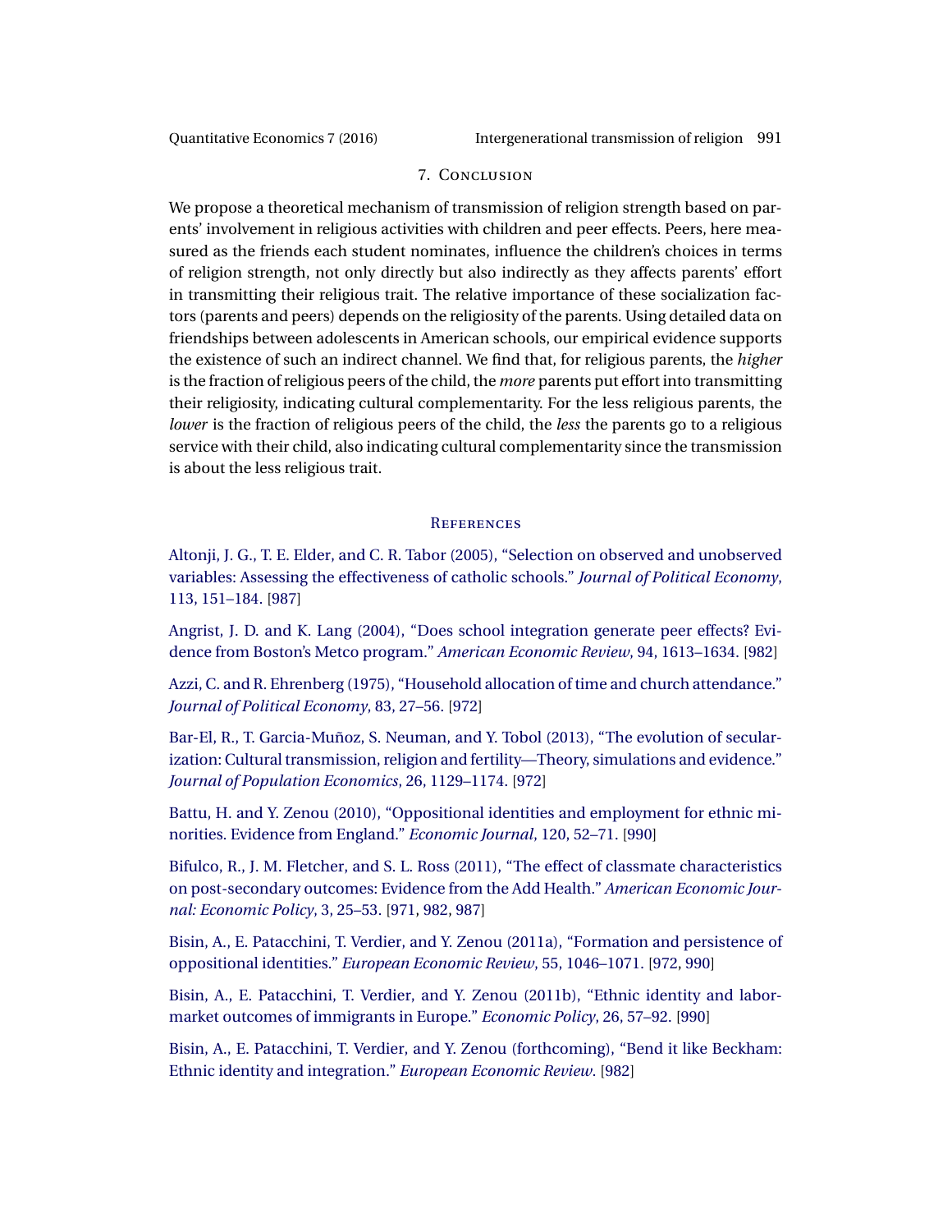## 7. Conclusion

We propose a theoretical mechanism of transmission of religion strength based on parents' involvement in religious activities with children and peer effects. Peers, here measured as the friends each student nominates, influence the children's choices in terms of religion strength, not only directly but also indirectly as they affects parents' effort in transmitting their religious trait. The relative importance of these socialization factors (parents and peers) depends on the religiosity of the parents. Using detailed data on friendships between adolescents in American schools, our empirical evidence supports the existence of such an indirect channel. We find that, for religious parents, the *higher* is the fraction of religious peers of the child, the *more* parents put effort into transmitting their religiosity, indicating cultural complementarity. For the less religious parents, the *lower* is the fraction of religious peers of the child, the *less* the parents go to a religious service with their child, also indicating cultural complementarity since the transmission is about the less religious trait.

## References

Altonji, J. G., T. E. Elder, and C. R. Tabor (2005), "Selection on observed and unobserved variables: Assessing the effectiveness of catholic schools." *Journal of Political Economy*, 113, 151–184. [987]

Angrist, J. D. and K. Lang (2004), "Does school integration generate peer effects? Evidence from Boston's Metco program." *American Economic Review*, 94, 1613–1634. [982]

Azzi, C. and R. Ehrenberg (1975), "Household allocation of time and church attendance." *Journal of Political Economy*, 83, 27–56. [972]

Bar-El, R., T. Garcia-Muñoz, S. Neuman, and Y. Tobol (2013), "The evolution of secularization: Cultural transmission, religion and fertility—Theory, simulations and evidence." *Journal of Population Economics*, 26, 1129–1174. [972]

Battu, H. and Y. Zenou (2010), "Oppositional identities and employment for ethnic minorities. Evidence from England." *Economic Journal*, 120, 52–71. [990]

Bifulco, R., J. M. Fletcher, and S. L. Ross (2011), "The effect of classmate characteristics on post-secondary outcomes: Evidence from the Add Health." *American Economic Journal: Economic Policy*, 3, 25–53. [971, 982, 987]

Bisin, A., E. Patacchini, T. Verdier, and Y. Zenou (2011a), "Formation and persistence of oppositional identities." *European Economic Review*, 55, 1046–1071. [972, 990]

Bisin, A., E. Patacchini, T. Verdier, and Y. Zenou (2011b), "Ethnic identity and labor-market outcomes of immigrants in Europe." *Economic Policy*, 26, 57–92. [990]

Bisin, A., E. Patacchini, T. Verdier, and Y. Zenou (forthcoming), "Bend it like Beckham: Ethnic identity and integration." *European Economic Review*. [982]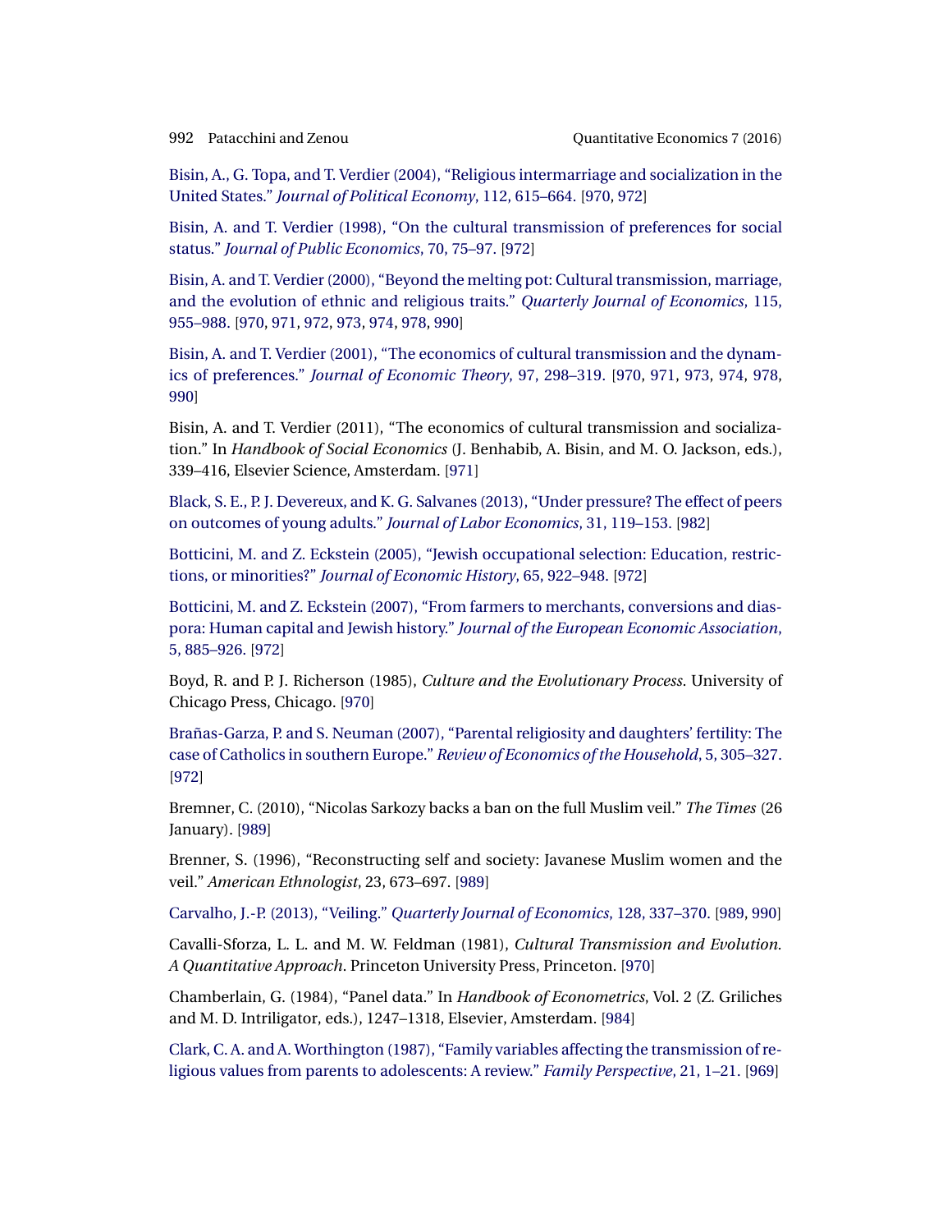Bisin, A., G. Topa, and T. Verdier (2004), "Religious intermarriage and socialization in the United States." *Journal of Political Economy*, 112, 615–664. [970, 972]

Bisin, A. and T. Verdier (1998), "On the cultural transmission of preferences for social status." *Journal of Public Economics*, 70, 75–97. [972]

Bisin, A. and T. Verdier (2000), "Beyond the melting pot: Cultural transmission, marriage, and the evolution of ethnic and religious traits." *Quarterly Journal of Economics*, 115, 955–988. [970, 971, 972, 973, 974, 978, 990]

Bisin, A. and T. Verdier (2001), "The economics of cultural transmission and the dynamics of preferences." *Journal of Economic Theory*, 97, 298–319. [970, 971, 973, 974, 978, 990]

Bisin, A. and T. Verdier (2011), "The economics of cultural transmission and socialization." In *Handbook of Social Economics* (J. Benhabib, A. Bisin, and M. O. Jackson, eds.), 339–416, Elsevier Science, Amsterdam. [971]

Black, S. E., P. J. Devereux, and K. G. Salvanes (2013), "Under pressure? The effect of peers on outcomes of young adults." *Journal of Labor Economics*, 31, 119–153. [982]

Botticini, M. and Z. Eckstein (2005), "Jewish occupational selection: Education, restrictions, or minorities?" *Journal of Economic History*, 65, 922–948. [972]

Botticini, M. and Z. Eckstein (2007), "From farmers to merchants, conversions and diaspora: Human capital and Jewish history." *Journal of the European Economic Association*, 5, 885–926. [972]

Boyd, R. and P. J. Richerson (1985), *Culture and the Evolutionary Process.* University of Chicago Press, Chicago. [970]

Brañas-Garza, P. and S. Neuman (2007), "Parental religiosity and daughters' fertility: The case of Catholics in southern Europe." *Review of Economics of the Household*, 5, 305–327. [972]

Bremner, C. (2010), "Nicolas Sarkozy backs a ban on the full Muslim veil." *The Times* (26 January). [989]

Brenner, S. (1996), "Reconstructing self and society: Javanese Muslim women and the veil." *American Ethnologist*, 23, 673–697. [989]

Carvalho, J.-P. (2013), "Veiling." *Quarterly Journal of Economics*, 128, 337–370. [989, 990]

Cavalli-Sforza, L. L. and M. W. Feldman (1981), *Cultural Transmission and Evolution. A Quantitative Approach*. Princeton University Press, Princeton. [970]

Chamberlain, G. (1984), "Panel data." In *Handbook of Econometrics*, Vol. 2 (Z. Griliches and M. D. Intriligator, eds.), 1247–1318, Elsevier, Amsterdam. [984]

Clark, C. A. and A. Worthington (1987), "Family variables affecting the transmission of religious values from parents to adolescents: A review." *Family Perspective*, 21, 1–21. [969]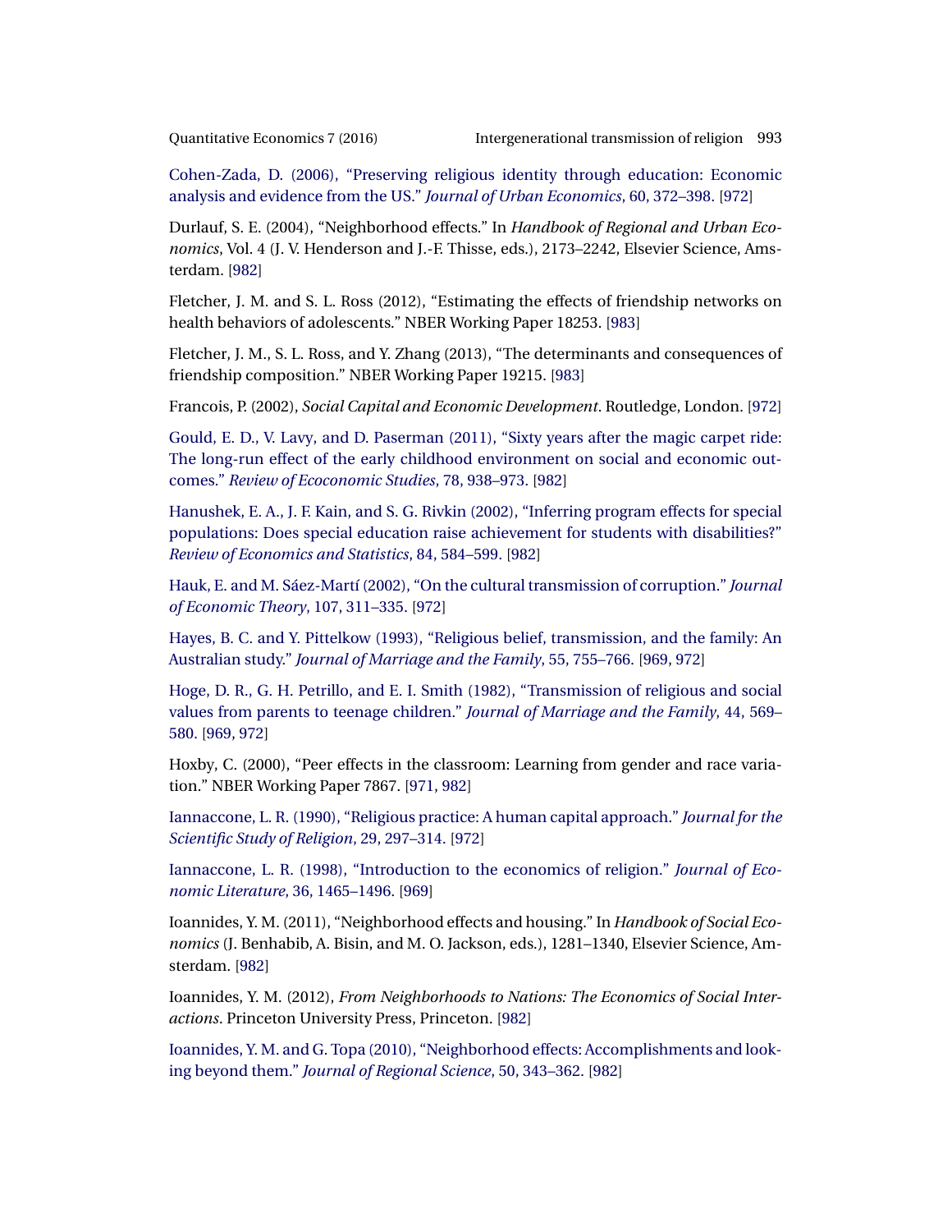Cohen-Zada, D. (2006), "Preserving religious identity through education: Economic analysis and evidence from the US." *Journal of Urban Economics*, 60, 372–398. [972]

Durlauf, S. E. (2004), "Neighborhood effects." In *Handbook of Regional and Urban Economics*, Vol. 4 (J. V. Henderson and J.-F. Thisse, eds.), 2173–2242, Elsevier Science, Amsterdam. [982]

Fletcher, J. M. and S. L. Ross (2012), "Estimating the effects of friendship networks on health behaviors of adolescents." NBER Working Paper 18253. [983]

Fletcher, J. M., S. L. Ross, and Y. Zhang (2013), "The determinants and consequences of friendship composition." NBER Working Paper 19215. [983]

Francois, P. (2002), *Social Capital and Economic Development*. Routledge, London. [972]

Gould, E. D., V. Lavy, and D. Paserman (2011), "Sixty years after the magic carpet ride: The long-run effect of the early childhood environment on social and economic outcomes." *Review of Ecoconomic Studies*, 78, 938–973. [982]

Hanushek, E. A., J. F. Kain, and S. G. Rivkin (2002), "Inferring program effects for special populations: Does special education raise achievement for students with disabilities?" *Review of Economics and Statistics*, 84, 584–599. [982]

Hauk, E. and M. Sáez-Martí (2002), "On the cultural transmission of corruption." *Journal of Economic Theory*, 107, 311–335. [972]

Hayes, B. C. and Y. Pittelkow (1993), "Religious belief, transmission, and the family: An Australian study." *Journal of Marriage and the Family*, 55, 755–766. [969, 972]

Hoge, D. R., G. H. Petrillo, and E. I. Smith (1982), "Transmission of religious and social values from parents to teenage children." *Journal of Marriage and the Family*, 44, 569–580. [969, 972]

Hoxby, C. (2000), "Peer effects in the classroom: Learning from gender and race variation." NBER Working Paper 7867. [971, 982]

Iannaccone, L. R. (1990), "Religious practice: A human capital approach." *Journal for the Scientific Study of Religion*, 29, 297–314. [972]

Iannaccone, L. R. (1998), "Introduction to the economics of religion." *Journal of Economic Literature*, 36, 1465–1496. [969]

Ioannides, Y. M. (2011), "Neighborhood effects and housing." In *Handbook of Social Economics* (J. Benhabib, A. Bisin, and M. O. Jackson, eds.), 1281–1340, Elsevier Science, Amsterdam. [982]

Ioannides, Y. M. (2012), *From Neighborhoods to Nations: The Economics of Social Interactions*. Princeton University Press, Princeton. [982]

Ioannides, Y. M. and G. Topa (2010), "Neighborhood effects: Accomplishments and looking beyond them." *Journal of Regional Science*, 50, 343–362. [982]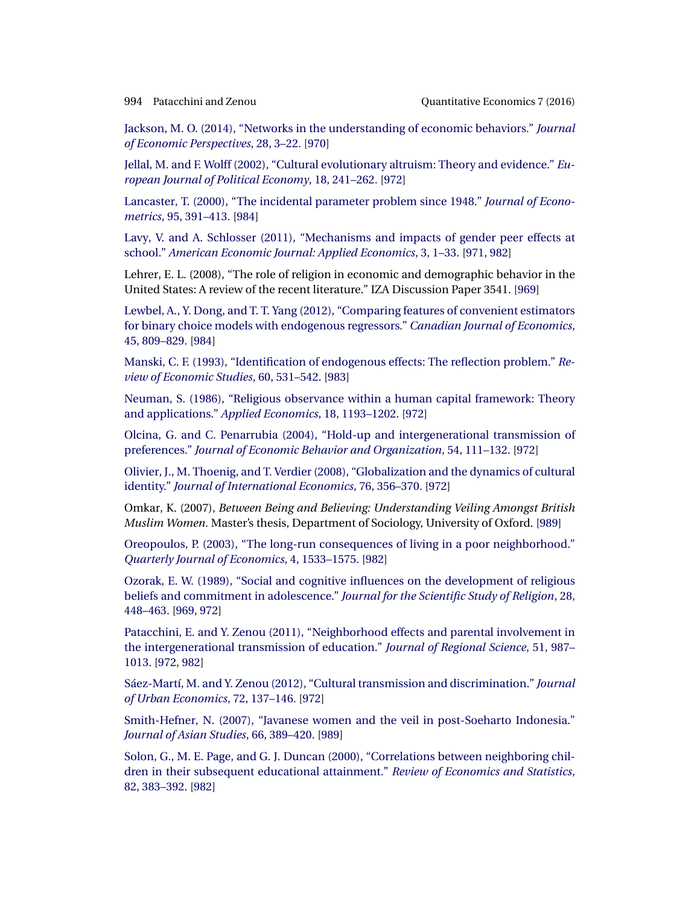Jackson, M. O. (2014), "Networks in the understanding of economic behaviors." *Journal of Economic Perspectives*, 28, 3–22. [970]

Jellal, M. and F. Wolff (2002), "Cultural evolutionary altruism: Theory and evidence." *European Journal of Political Economy*, 18, 241–262. [972]

Lancaster, T. (2000), "The incidental parameter problem since 1948." *Journal of Econometrics*, 95, 391–413. [984]

Lavy, V. and A. Schlosser (2011), "Mechanisms and impacts of gender peer effects at school." *American Economic Journal: Applied Economics*, 3, 1–33. [971, 982]

Lehrer, E. L. (2008), "The role of religion in economic and demographic behavior in the United States: A review of the recent literature." IZA Discussion Paper 3541. [969]

Lewbel, A., Y. Dong, and T. T. Yang (2012), "Comparing features of convenient estimators for binary choice models with endogenous regressors." *Canadian Journal of Economics*, 45, 809–829. [984]

Manski, C. F. (1993), "Identification of endogenous effects: The reflection problem." *Review of Economic Studies*, 60, 531–542. [983]

Neuman, S. (1986), "Religious observance within a human capital framework: Theory and applications." *Applied Economics*, 18, 1193–1202. [972]

Olcina, G. and C. Penarrubia (2004), "Hold-up and intergenerational transmission of preferences." *Journal of Economic Behavior and Organization*, 54, 111–132. [972]

Olivier, J., M. Thoenig, and T. Verdier (2008), "Globalization and the dynamics of cultural identity." *Journal of International Economics*, 76, 356–370. [972]

Omkar, K. (2007), *Between Being and Believing: Understanding Veiling Amongst British Muslim Women*. Master's thesis, Department of Sociology, University of Oxford. [989]

Oreopoulos, P. (2003), "The long-run consequences of living in a poor neighborhood." *Quarterly Journal of Economics*, 4, 1533–1575. [982]

Ozorak, E. W. (1989), "Social and cognitive influences on the development of religious beliefs and commitment in adolescence." *Journal for the Scientific Study of Religion*, 28, 448–463. [969, 972]

Patacchini, E. and Y. Zenou (2011), "Neighborhood effects and parental involvement in the intergenerational transmission of education." *Journal of Regional Science*, 51, 987–1013. [972, 982]

Sáez-Martí, M. and Y. Zenou (2012), "Cultural transmission and discrimination." *Journal of Urban Economics*, 72, 137–146. [972]

Smith-Hefner, N. (2007), "Javanese women and the veil in post-Soeharto Indonesia." *Journal of Asian Studies*, 66, 389–420. [989]

Solon, G., M. E. Page, and G. J. Duncan (2000), "Correlations between neighboring children in their subsequent educational attainment." *Review of Economics and Statistics*, 82, 383–392. [982]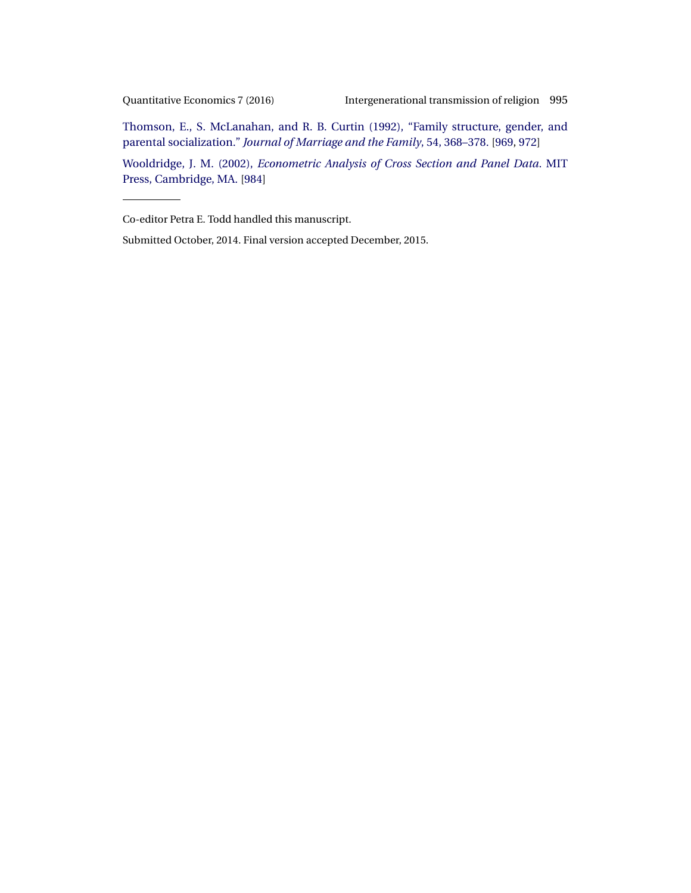Thomson, E., S. McLanahan, and R. B. Curtin (1992), "Family structure, gender, and parental socialization." *Journal of Marriage and the Family*, 54, 368–378. [969, 972]

Wooldridge, J. M. (2002), *Econometric Analysis of Cross Section and Panel Data*. MIT Press, Cambridge, MA. [984]

---

Co-editor Petra E. Todd handled this manuscript.

Submitted October, 2014. Final version accepted December, 2015.